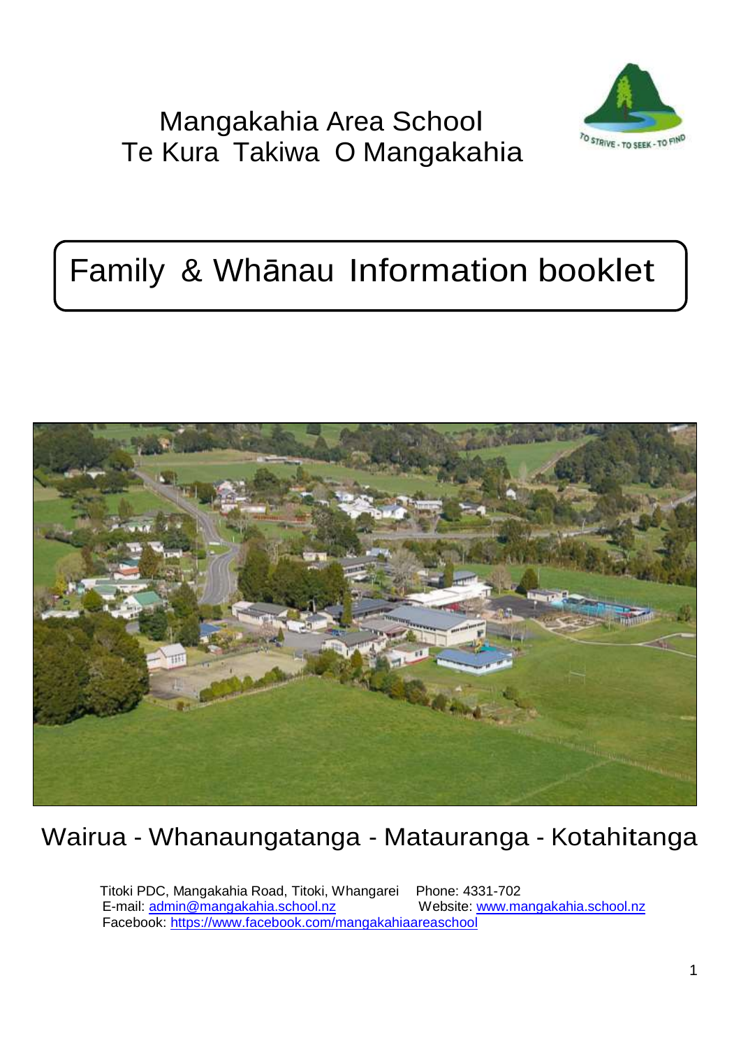# Mangakahia Area School
# Te Kura Takiwa O Mangakahia

TO STRIVE - TO SEEK - TO FIND

## Family & Whānau Information booklet

Wairua - Whanaungatanga - Matauranga - Kotahitanga

Titoki PDC, Mangakahia Road, Titoki, Whangarei  Phone: 4331-702
E-mail: admin@mangakahia.school.nz  Website: www.mangakahia.school.nz
Facebook: https://www.facebook.com/mangakahiaareaschool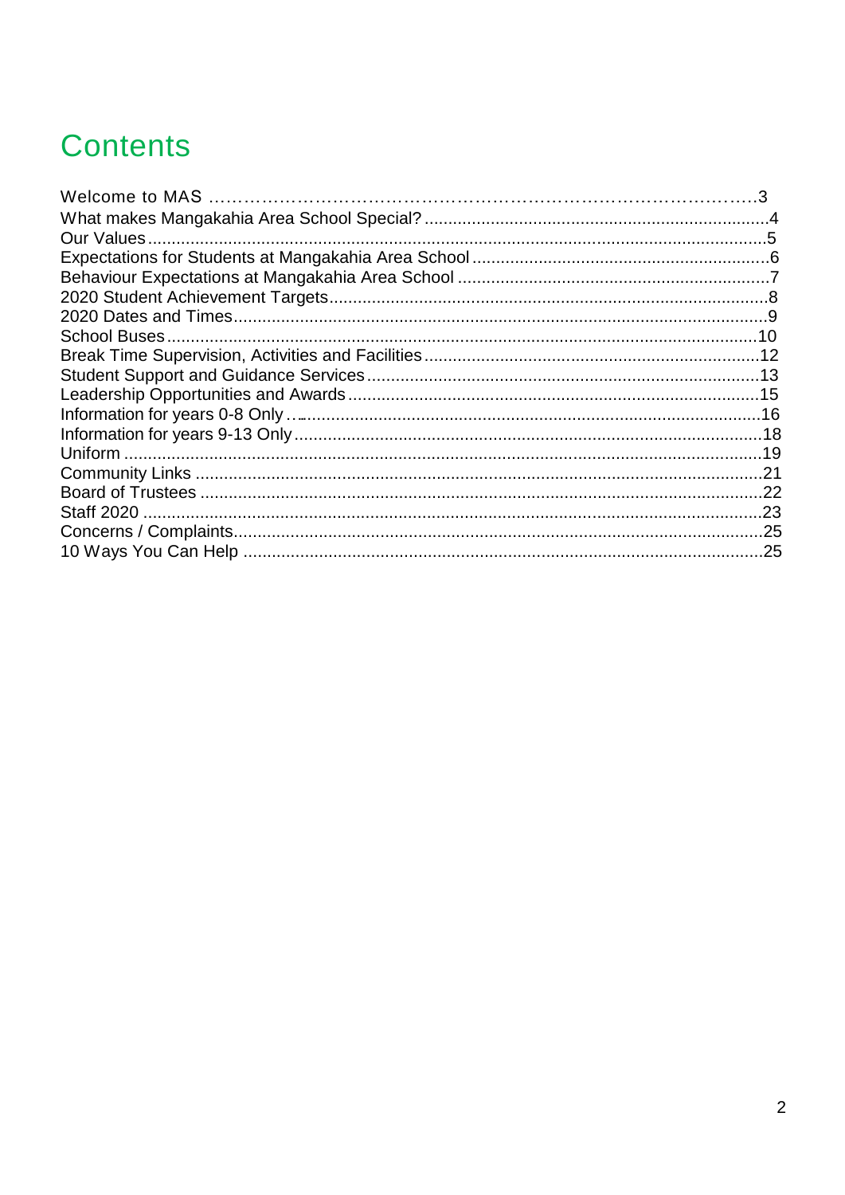# Contents

Welcome to MAS ....................................................................................3
What makes Mangakahia Area School Special? ...........................................4
Our Values ..............................................................................................5
Expectations for Students at Mangakahia Area School ..................................6
Behaviour Expectations at Mangakahia Area School .....................................7
2020 Student Achievement Targets ............................................................8
2020 Dates and Times ...............................................................................9
School Buses ...........................................................................................10
Break Time Supervision, Activities and Facilities ..........................................12
Student Support and Guidance Services ......................................................13
Leadership Opportunities and Awards .........................................................15
Information for years 0-8 Only ....................................................................16
Information for years 9-13 Only ..................................................................18
Uniform ...................................................................................................19
Community Links .....................................................................................21
Board of Trustees .....................................................................................22
Staff 2020 ...............................................................................................23
Concerns / Complaints ..............................................................................25
10 Ways You Can Help .............................................................................25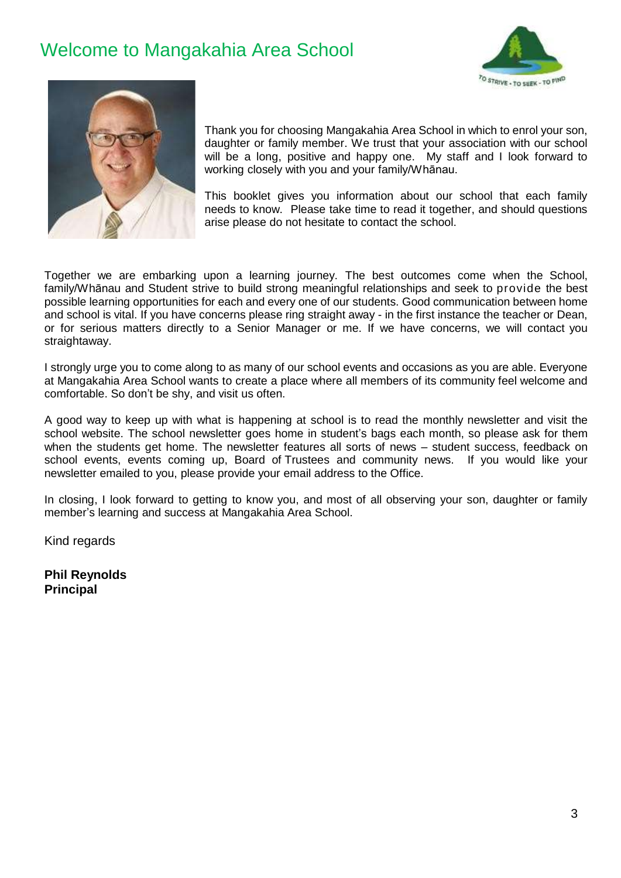# Welcome to Mangakahia Area School

Thank you for choosing Mangakahia Area School in which to enrol your son, daughter or family member. We trust that your association with our school will be a long, positive and happy one. My staff and I look forward to working closely with you and your family/Whānau.

This booklet gives you information about our school that each family needs to know. Please take time to read it together, and should questions arise please do not hesitate to contact the school.

Together we are embarking upon a learning journey. The best outcomes come when the School, family/Whānau and Student strive to build strong meaningful relationships and seek to provide the best possible learning opportunities for each and every one of our students. Good communication between home and school is vital. If you have concerns please ring straight away - in the first instance the teacher or Dean, or for serious matters directly to a Senior Manager or me. If we have concerns, we will contact you straightaway.

I strongly urge you to come along to as many of our school events and occasions as you are able. Everyone at Mangakahia Area School wants to create a place where all members of its community feel welcome and comfortable. So don't be shy, and visit us often.

A good way to keep up with what is happening at school is to read the monthly newsletter and visit the school website. The school newsletter goes home in student's bags each month, so please ask for them when the students get home. The newsletter features all sorts of news – student success, feedback on school events, events coming up, Board of Trustees and community news. If you would like your newsletter emailed to you, please provide your email address to the Office.

In closing, I look forward to getting to know you, and most of all observing your son, daughter or family member's learning and success at Mangakahia Area School.

Kind regards

**Phil Reynolds**
**Principal**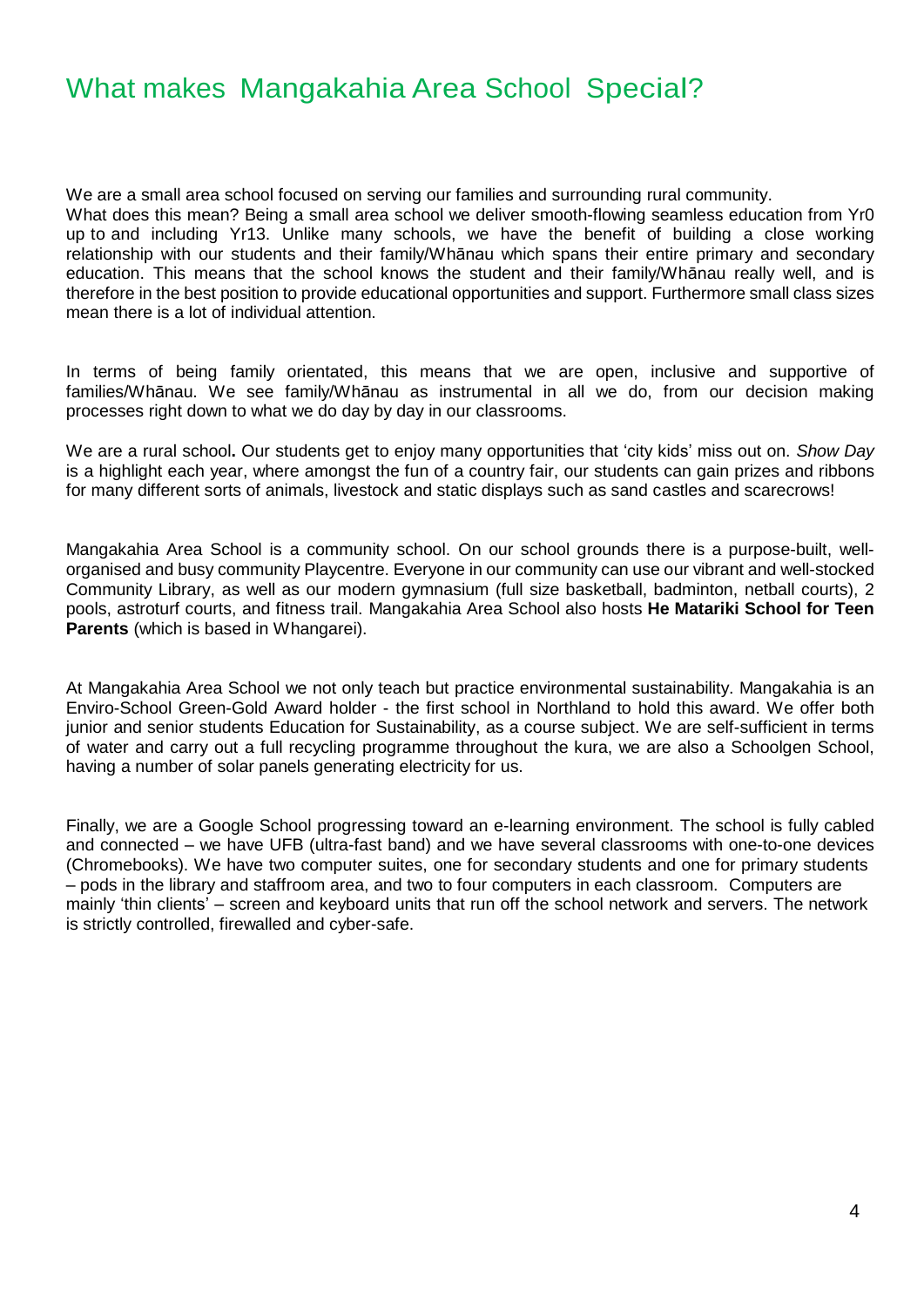# What makes Mangakahia Area School Special?

We are a small area school focused on serving our families and surrounding rural community.
What does this mean? Being a small area school we deliver smooth-flowing seamless education from Yr0 up to and including Yr13. Unlike many schools, we have the benefit of building a close working relationship with our students and their family/Whānau which spans their entire primary and secondary education. This means that the school knows the student and their family/Whānau really well, and is therefore in the best position to provide educational opportunities and support. Furthermore small class sizes mean there is a lot of individual attention.

In terms of being family orientated, this means that we are open, inclusive and supportive of families/Whānau. We see family/Whānau as instrumental in all we do, from our decision making processes right down to what we do day by day in our classrooms.

We are a rural school**.** Our students get to enjoy many opportunities that 'city kids' miss out on. *Show Day* is a highlight each year, where amongst the fun of a country fair, our students can gain prizes and ribbons for many different sorts of animals, livestock and static displays such as sand castles and scarecrows!

Mangakahia Area School is a community school. On our school grounds there is a purpose-built, well-organised and busy community Playcentre. Everyone in our community can use our vibrant and well-stocked Community Library, as well as our modern gymnasium (full size basketball, badminton, netball courts), 2 pools, astroturf courts, and fitness trail. Mangakahia Area School also hosts **He Matariki School for Teen Parents** (which is based in Whangarei).

At Mangakahia Area School we not only teach but practice environmental sustainability. Mangakahia is an Enviro-School Green-Gold Award holder - the first school in Northland to hold this award. We offer both junior and senior students Education for Sustainability, as a course subject. We are self-sufficient in terms of water and carry out a full recycling programme throughout the kura, we are also a Schoolgen School, having a number of solar panels generating electricity for us.

Finally, we are a Google School progressing toward an e-learning environment. The school is fully cabled and connected – we have UFB (ultra-fast band) and we have several classrooms with one-to-one devices (Chromebooks). We have two computer suites, one for secondary students and one for primary students – pods in the library and staffroom area, and two to four computers in each classroom. Computers are mainly 'thin clients' – screen and keyboard units that run off the school network and servers. The network is strictly controlled, firewalled and cyber-safe.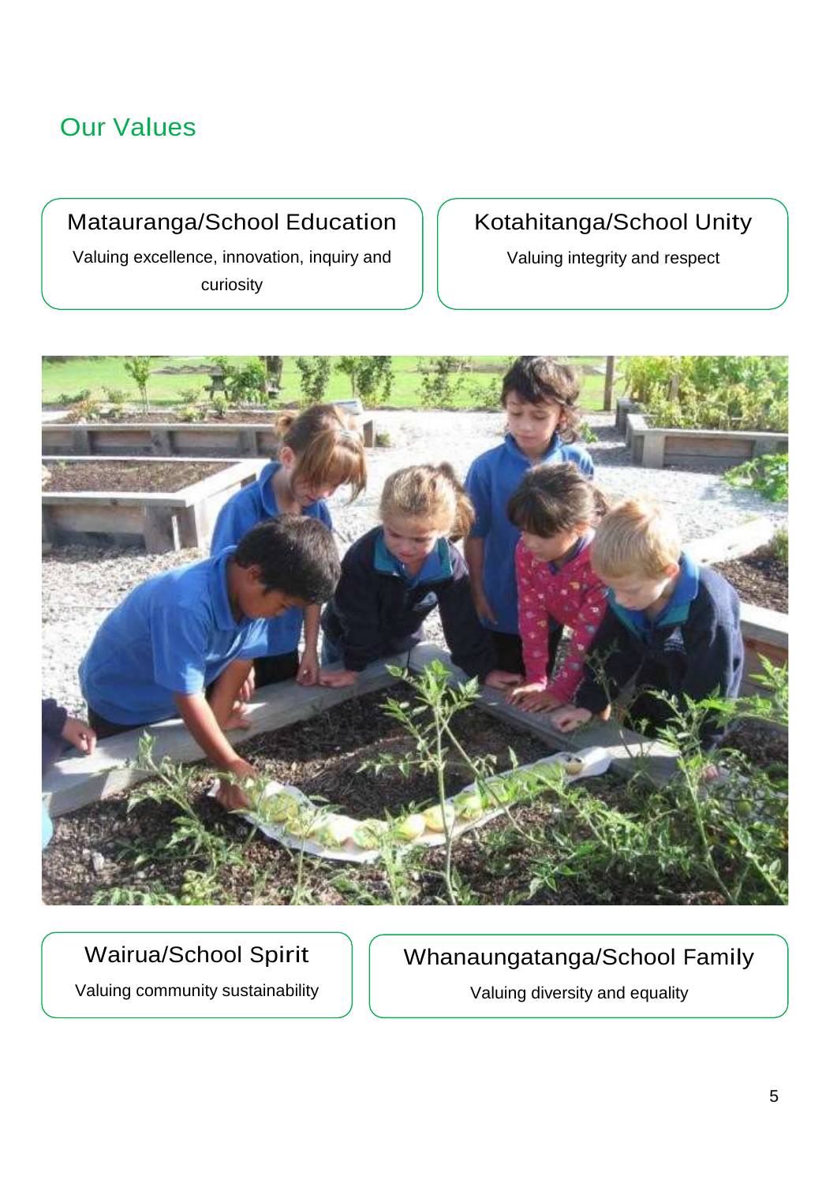## Our Values

### Matauranga/School Education

Valuing excellence, innovation, inquiry and curiosity

### Kotahitanga/School Unity

Valuing integrity and respect

### Wairua/School Spirit

Valuing community sustainability

### Whanaungatanga/School Family

Valuing diversity and equality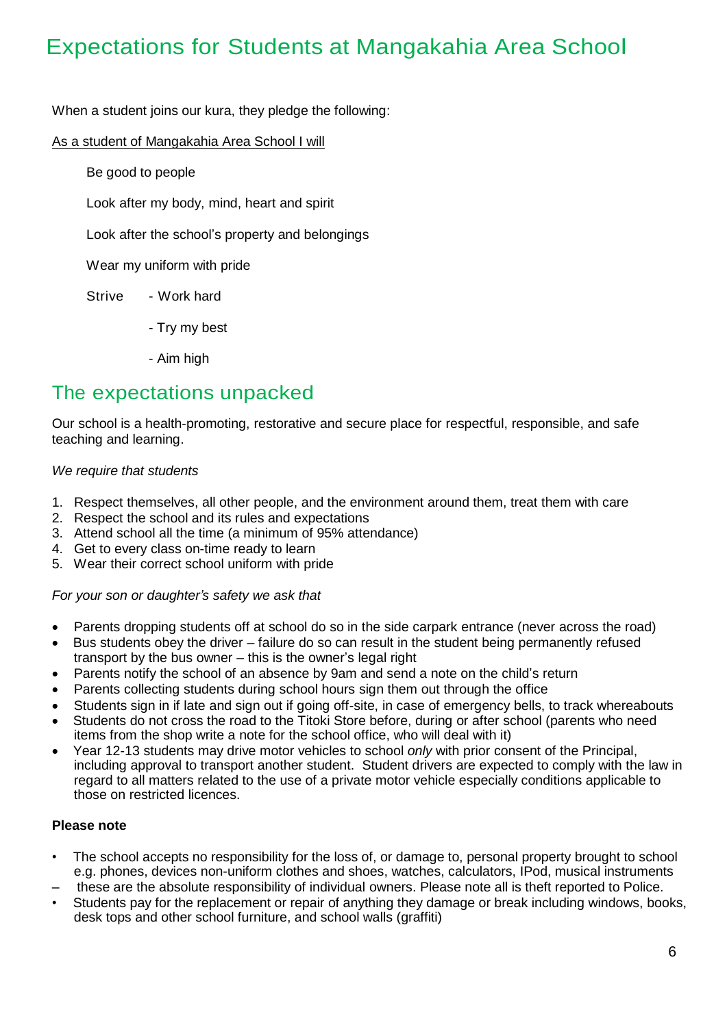# Expectations for Students at Mangakahia Area School

When a student joins our kura, they pledge the following:

As a student of Mangakahia Area School I will

Be good to people

Look after my body, mind, heart and spirit

Look after the school's property and belongings

Wear my uniform with pride

Strive - Work hard

- Try my best
- Aim high

## The expectations unpacked

Our school is a health-promoting, restorative and secure place for respectful, responsible, and safe teaching and learning.

*We require that students*

1. Respect themselves, all other people, and the environment around them, treat them with care
2. Respect the school and its rules and expectations
3. Attend school all the time (a minimum of 95% attendance)
4. Get to every class on-time ready to learn
5. Wear their correct school uniform with pride

*For your son or daughter's safety we ask that*

- Parents dropping students off at school do so in the side carpark entrance (never across the road)
- Bus students obey the driver – failure do so can result in the student being permanently refused transport by the bus owner – this is the owner's legal right
- Parents notify the school of an absence by 9am and send a note on the child's return
- Parents collecting students during school hours sign them out through the office
- Students sign in if late and sign out if going off-site, in case of emergency bells, to track whereabouts
- Students do not cross the road to the Titoki Store before, during or after school (parents who need items from the shop write a note for the school office, who will deal with it)
- Year 12-13 students may drive motor vehicles to school *only* with prior consent of the Principal, including approval to transport another student. Student drivers are expected to comply with the law in regard to all matters related to the use of a private motor vehicle especially conditions applicable to those on restricted licences.

**Please note**

- The school accepts no responsibility for the loss of, or damage to, personal property brought to school e.g. phones, devices non-uniform clothes and shoes, watches, calculators, IPod, musical instruments – these are the absolute responsibility of individual owners. Please note all is theft reported to Police.
- Students pay for the replacement or repair of anything they damage or break including windows, books, desk tops and other school furniture, and school walls (graffiti)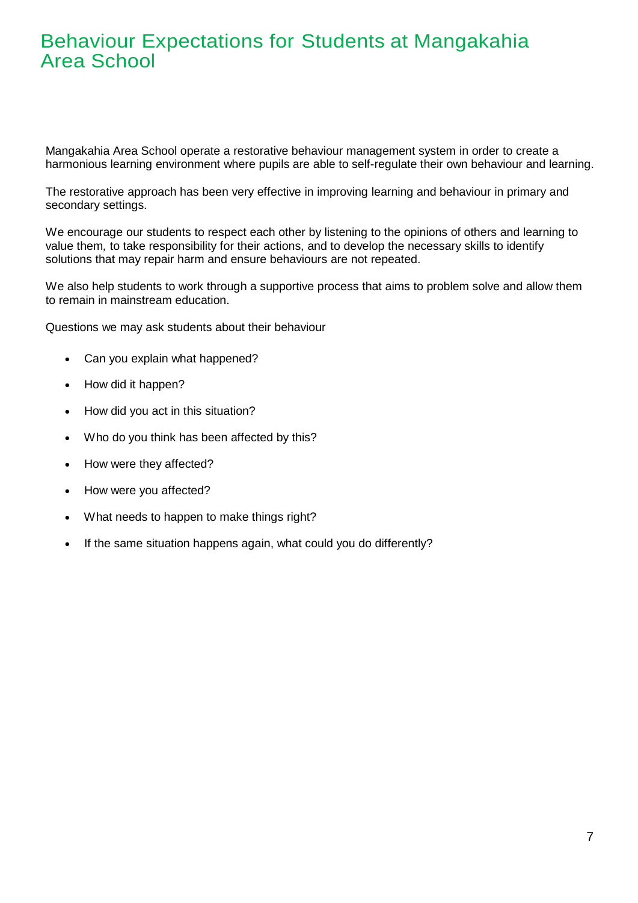# Behaviour Expectations for Students at Mangakahia Area School

Mangakahia Area School operate a restorative behaviour management system in order to create a harmonious learning environment where pupils are able to self-regulate their own behaviour and learning.

The restorative approach has been very effective in improving learning and behaviour in primary and secondary settings.

We encourage our students to respect each other by listening to the opinions of others and learning to value them, to take responsibility for their actions, and to develop the necessary skills to identify solutions that may repair harm and ensure behaviours are not repeated.

We also help students to work through a supportive process that aims to problem solve and allow them to remain in mainstream education.

Questions we may ask students about their behaviour

- Can you explain what happened?
- How did it happen?
- How did you act in this situation?
- Who do you think has been affected by this?
- How were they affected?
- How were you affected?
- What needs to happen to make things right?
- If the same situation happens again, what could you do differently?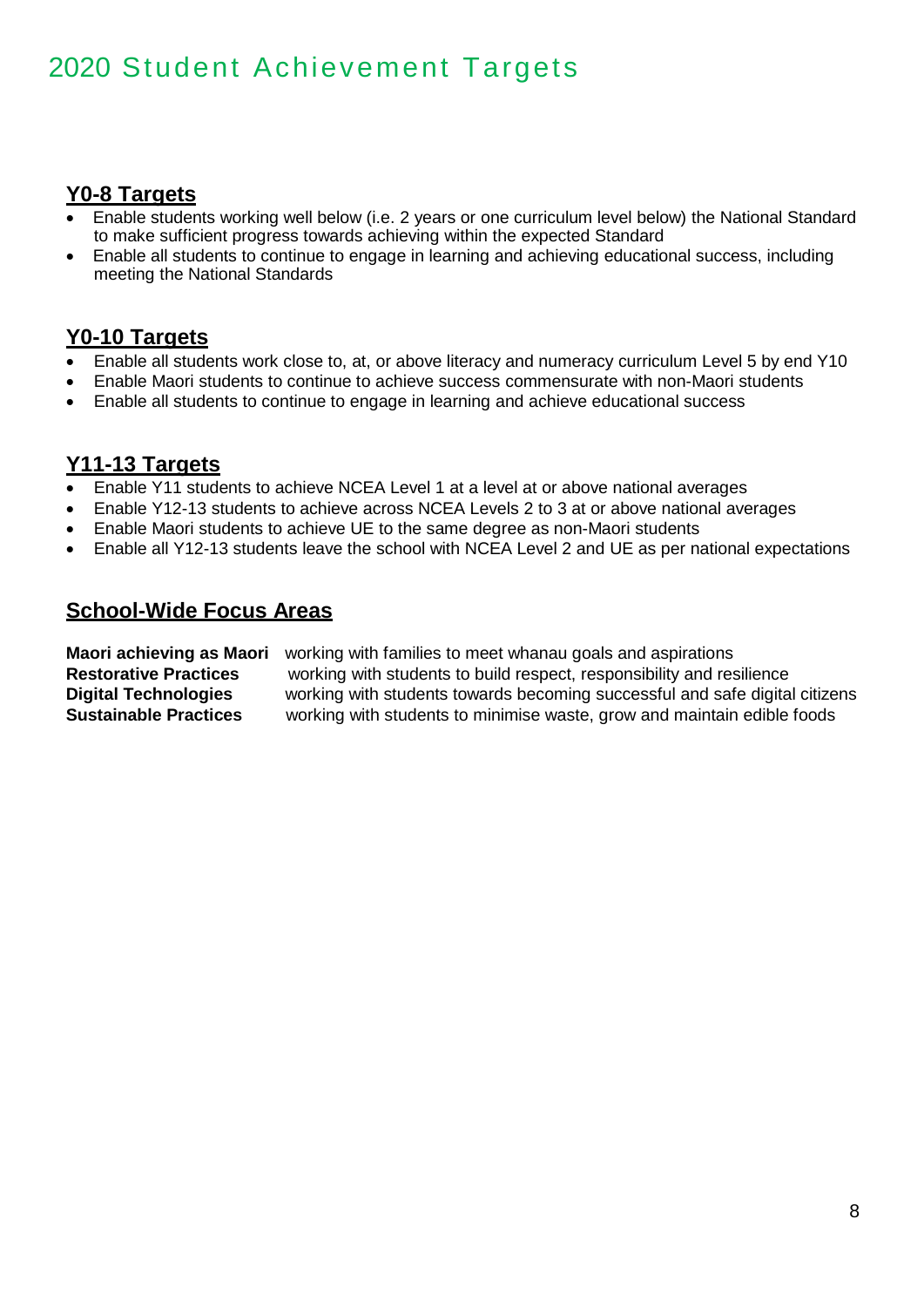# 2020 Student Achievement Targets

## Y0-8 Targets

- Enable students working well below (i.e. 2 years or one curriculum level below) the National Standard to make sufficient progress towards achieving within the expected Standard
- Enable all students to continue to engage in learning and achieving educational success, including meeting the National Standards

## Y0-10 Targets

- Enable all students work close to, at, or above literacy and numeracy curriculum Level 5 by end Y10
- Enable Maori students to continue to achieve success commensurate with non-Maori students
- Enable all students to continue to engage in learning and achieve educational success

## Y11-13 Targets

- Enable Y11 students to achieve NCEA Level 1 at a level at or above national averages
- Enable Y12-13 students to achieve across NCEA Levels 2 to 3 at or above national averages
- Enable Maori students to achieve UE to the same degree as non-Maori students
- Enable all Y12-13 students leave the school with NCEA Level 2 and UE as per national expectations

## School-Wide Focus Areas

| | |
|---|---|
| **Maori achieving as Maori** | working with families to meet whanau goals and aspirations |
| **Restorative Practices** | working with students to build respect, responsibility and resilience |
| **Digital Technologies** | working with students towards becoming successful and safe digital citizens |
| **Sustainable Practices** | working with students to minimise waste, grow and maintain edible foods |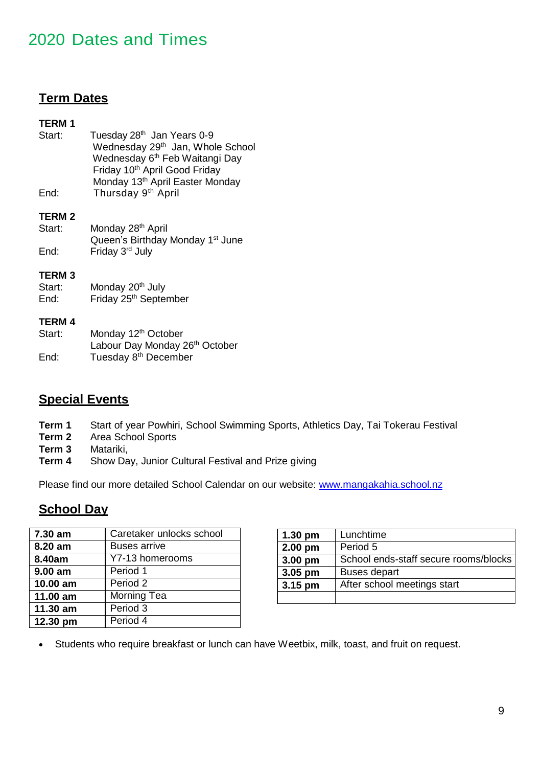# 2020 Dates and Times

## Term Dates

**TERM 1**

Start: Tuesday 28th Jan Years 0-9
Wednesday 29th Jan, Whole School
Wednesday 6th Feb Waitangi Day
Friday 10th April Good Friday
Monday 13th April Easter Monday

End: Thursday 9th April

**TERM 2**

Start: Monday 28th April
Queen's Birthday Monday 1st June

End: Friday 3rd July

**TERM 3**

Start: Monday 20th July

End: Friday 25th September

**TERM 4**

Start: Monday 12th October
Labour Day Monday 26th October

End: Tuesday 8th December

## Special Events

**Term 1** Start of year Powhiri, School Swimming Sports, Athletics Day, Tai Tokerau Festival
**Term 2** Area School Sports
**Term 3** Matariki,
**Term 4** Show Day, Junior Cultural Festival and Prize giving

Please find our more detailed School Calendar on our website: [www.mangakahia.school.nz](http://www.mangakahia.school.nz)

## School Day

| | |
|---|---|
| **7.30 am** | Caretaker unlocks school |
| **8.20 am** | Buses arrive |
| **8.40am** | Y7-13 homerooms |
| **9.00 am** | Period 1 |
| **10.00 am** | Period 2 |
| **11.00 am** | Morning Tea |
| **11.30 am** | Period 3 |
| **12.30 pm** | Period 4 |

| | |
|---|---|
| **1.30 pm** | Lunchtime |
| **2.00 pm** | Period 5 |
| **3.00 pm** | School ends-staff secure rooms/blocks |
| **3.05 pm** | Buses depart |
| **3.15 pm** | After school meetings start |
| | |

- Students who require breakfast or lunch can have Weetbix, milk, toast, and fruit on request.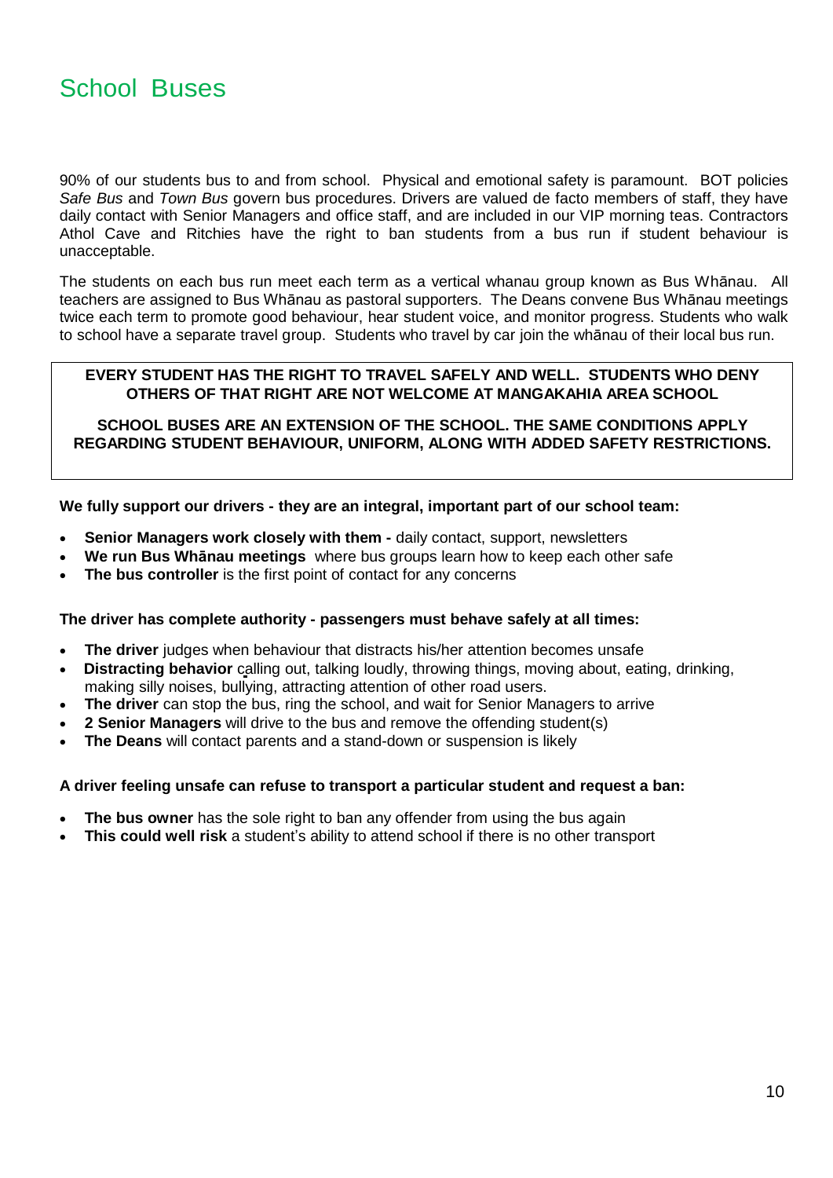# School Buses

90% of our students bus to and from school. Physical and emotional safety is paramount. BOT policies *Safe Bus* and *Town Bus* govern bus procedures. Drivers are valued de facto members of staff, they have daily contact with Senior Managers and office staff, and are included in our VIP morning teas. Contractors Athol Cave and Ritchies have the right to ban students from a bus run if student behaviour is unacceptable.

The students on each bus run meet each term as a vertical whanau group known as Bus Whānau. All teachers are assigned to Bus Whānau as pastoral supporters. The Deans convene Bus Whānau meetings twice each term to promote good behaviour, hear student voice, and monitor progress. Students who walk to school have a separate travel group. Students who travel by car join the whānau of their local bus run.

**EVERY STUDENT HAS THE RIGHT TO TRAVEL SAFELY AND WELL. STUDENTS WHO DENY OTHERS OF THAT RIGHT ARE NOT WELCOME AT MANGAKAHIA AREA SCHOOL**

**SCHOOL BUSES ARE AN EXTENSION OF THE SCHOOL. THE SAME CONDITIONS APPLY REGARDING STUDENT BEHAVIOUR, UNIFORM, ALONG WITH ADDED SAFETY RESTRICTIONS.**

**We fully support our drivers - they are an integral, important part of our school team:**

- **Senior Managers work closely with them -** daily contact, support, newsletters
- **We run Bus Whānau meetings** where bus groups learn how to keep each other safe
- **The bus controller** is the first point of contact for any concerns

**The driver has complete authority - passengers must behave safely at all times:**

- **The driver** judges when behaviour that distracts his/her attention becomes unsafe
- **Distracting behavior** calling out, talking loudly, throwing things, moving about, eating, drinking, making silly noises, bullying, attracting attention of other road users.
- **The driver** can stop the bus, ring the school, and wait for Senior Managers to arrive
- **2 Senior Managers** will drive to the bus and remove the offending student(s)
- **The Deans** will contact parents and a stand-down or suspension is likely

**A driver feeling unsafe can refuse to transport a particular student and request a ban:**

- **The bus owner** has the sole right to ban any offender from using the bus again
- **This could well risk** a student's ability to attend school if there is no other transport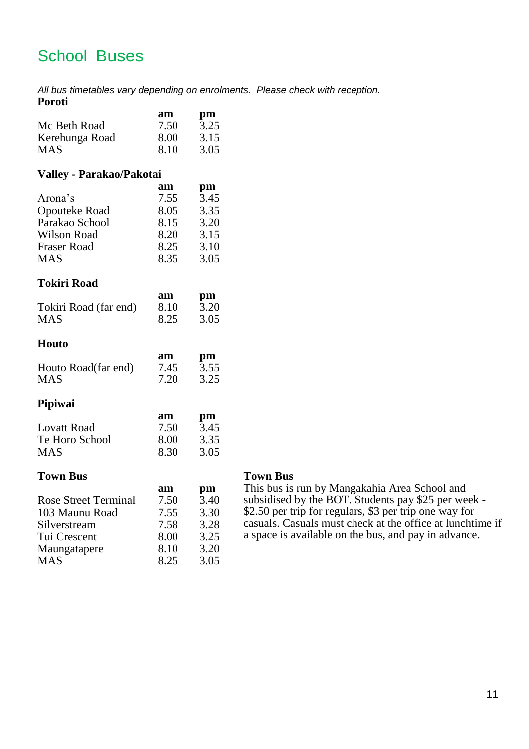# School Buses

*All bus timetables vary depending on enrolments. Please check with reception.*

### Poroti

| | am | pm |
|---|---|---|
| Mc Beth Road | 7.50 | 3.25 |
| Kerehunga Road | 8.00 | 3.15 |
| MAS | 8.10 | 3.05 |

### Valley - Parakao/Pakotai

| | am | pm |
|---|---|---|
| Arona's | 7.55 | 3.45 |
| Opouteke Road | 8.05 | 3.35 |
| Parakao School | 8.15 | 3.20 |
| Wilson Road | 8.20 | 3.15 |
| Fraser Road | 8.25 | 3.10 |
| MAS | 8.35 | 3.05 |

### Tokiri Road

| | am | pm |
|---|---|---|
| Tokiri Road (far end) | 8.10 | 3.20 |
| MAS | 8.25 | 3.05 |

### Houto

| | am | pm |
|---|---|---|
| Houto Road(far end) | 7.45 | 3.55 |
| MAS | 7.20 | 3.25 |

### Pipiwai

| | am | pm |
|---|---|---|
| Lovatt Road | 7.50 | 3.45 |
| Te Horo School | 8.00 | 3.35 |
| MAS | 8.30 | 3.05 |

### Town Bus

| | am | pm |
|---|---|---|
| Rose Street Terminal | 7.50 | 3.40 |
| 103 Maunu Road | 7.55 | 3.30 |
| Silverstream | 7.58 | 3.28 |
| Tui Crescent | 8.00 | 3.25 |
| Maungatapere | 8.10 | 3.20 |
| MAS | 8.25 | 3.05 |

**Town Bus**

This bus is run by Mangakahia Area School and subsidised by the BOT. Students pay $25 per week - $2.50 per trip for regulars, $3 per trip one way for casuals. Casuals must check at the office at lunchtime if a space is available on the bus, and pay in advance.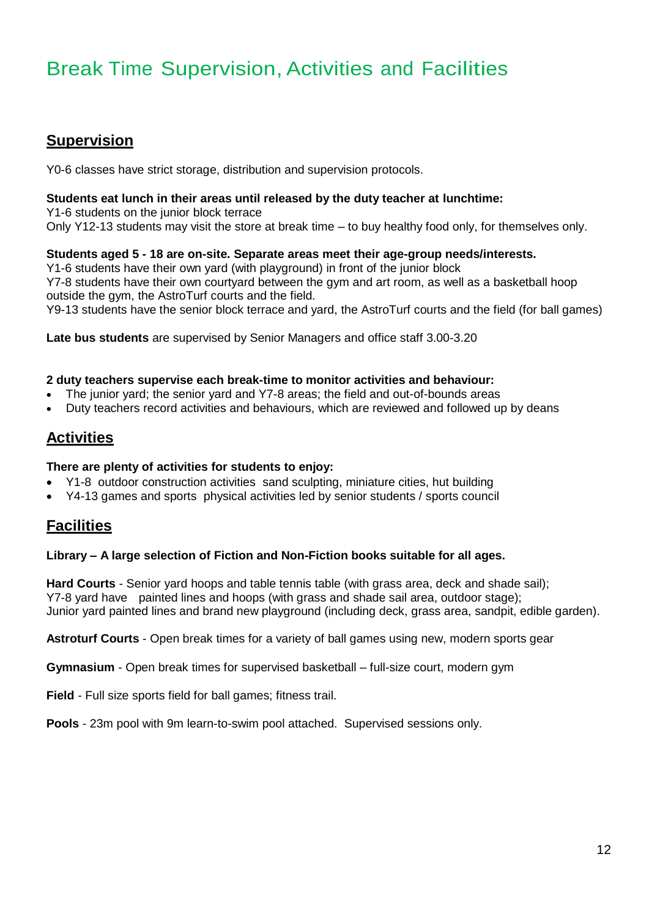# Break Time Supervision, Activities and Facilities

## Supervision

Y0-6 classes have strict storage, distribution and supervision protocols.

**Students eat lunch in their areas until released by the duty teacher at lunchtime:**
Y1-6 students on the junior block terrace
Only Y12-13 students may visit the store at break time – to buy healthy food only, for themselves only.

**Students aged 5 - 18 are on-site. Separate areas meet their age-group needs/interests.**
Y1-6 students have their own yard (with playground) in front of the junior block
Y7-8 students have their own courtyard between the gym and art room, as well as a basketball hoop outside the gym, the AstroTurf courts and the field.
Y9-13 students have the senior block terrace and yard, the AstroTurf courts and the field (for ball games)

**Late bus students** are supervised by Senior Managers and office staff 3.00-3.20

**2 duty teachers supervise each break-time to monitor activities and behaviour:**

- The junior yard; the senior yard and Y7-8 areas; the field and out-of-bounds areas
- Duty teachers record activities and behaviours, which are reviewed and followed up by deans

## Activities

**There are plenty of activities for students to enjoy:**

- Y1-8 outdoor construction activities sand sculpting, miniature cities, hut building
- Y4-13 games and sports physical activities led by senior students / sports council

## Facilities

**Library – A large selection of Fiction and Non-Fiction books suitable for all ages.**

**Hard Courts** - Senior yard hoops and table tennis table (with grass area, deck and shade sail);
Y7-8 yard have painted lines and hoops (with grass and shade sail area, outdoor stage);
Junior yard painted lines and brand new playground (including deck, grass area, sandpit, edible garden).

**Astroturf Courts** - Open break times for a variety of ball games using new, modern sports gear

**Gymnasium** - Open break times for supervised basketball – full-size court, modern gym

**Field** - Full size sports field for ball games; fitness trail.

**Pools** - 23m pool with 9m learn-to-swim pool attached. Supervised sessions only.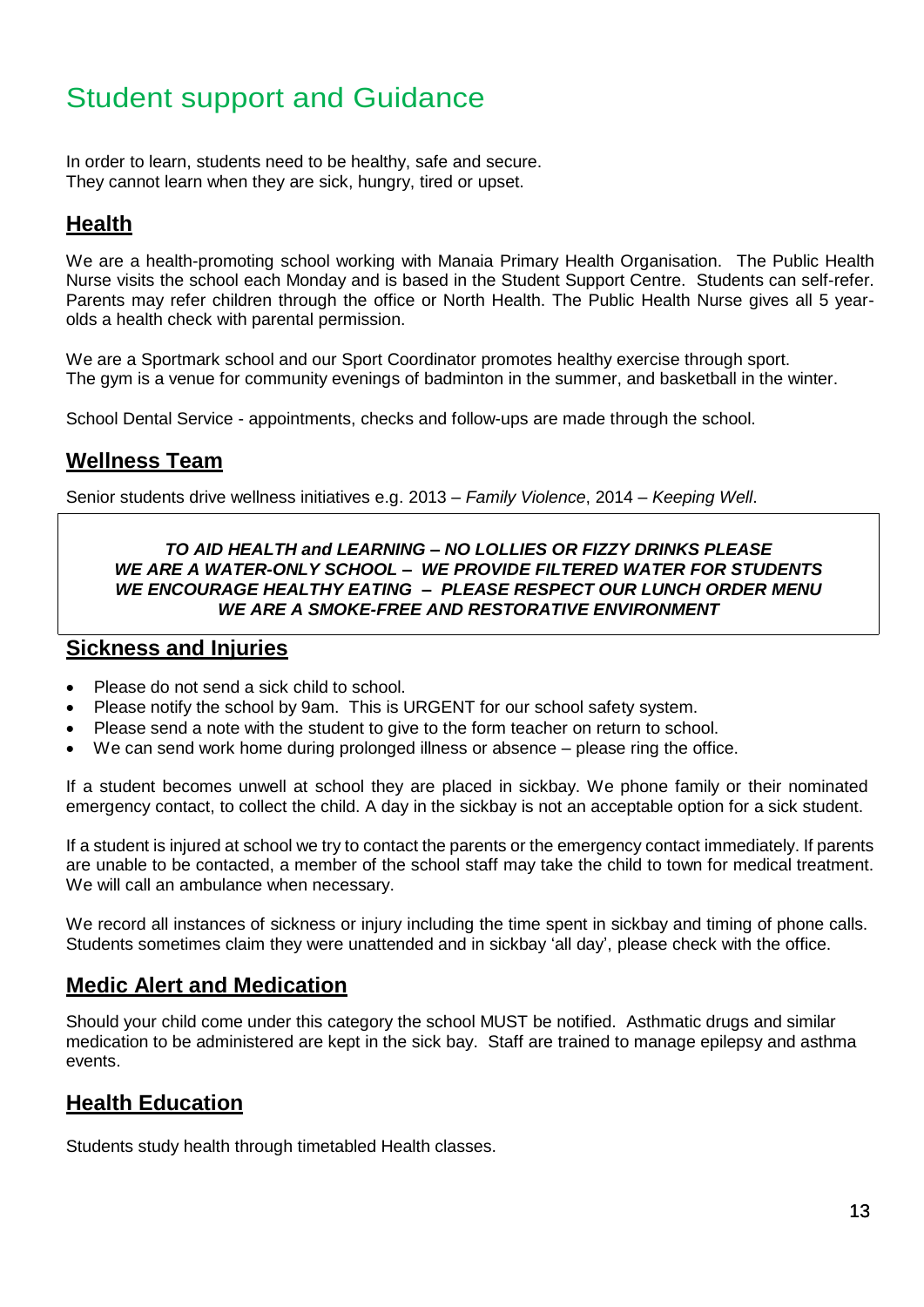# Student support and Guidance

In order to learn, students need to be healthy, safe and secure.
They cannot learn when they are sick, hungry, tired or upset.

## Health

We are a health-promoting school working with Manaia Primary Health Organisation. The Public Health Nurse visits the school each Monday and is based in the Student Support Centre. Students can self-refer. Parents may refer children through the office or North Health. The Public Health Nurse gives all 5 year-olds a health check with parental permission.

We are a Sportmark school and our Sport Coordinator promotes healthy exercise through sport.
The gym is a venue for community evenings of badminton in the summer, and basketball in the winter.

School Dental Service - appointments, checks and follow-ups are made through the school.

## Wellness Team

Senior students drive wellness initiatives e.g. 2013 – *Family Violence*, 2014 – *Keeping Well*.

***TO AID HEALTH and LEARNING – NO LOLLIES OR FIZZY DRINKS PLEASE***
***WE ARE A WATER-ONLY SCHOOL – WE PROVIDE FILTERED WATER FOR STUDENTS***
***WE ENCOURAGE HEALTHY EATING – PLEASE RESPECT OUR LUNCH ORDER MENU***
***WE ARE A SMOKE-FREE AND RESTORATIVE ENVIRONMENT***

## Sickness and Injuries

- Please do not send a sick child to school.
- Please notify the school by 9am. This is URGENT for our school safety system.
- Please send a note with the student to give to the form teacher on return to school.
- We can send work home during prolonged illness or absence – please ring the office.

If a student becomes unwell at school they are placed in sickbay. We phone family or their nominated emergency contact, to collect the child. A day in the sickbay is not an acceptable option for a sick student.

If a student is injured at school we try to contact the parents or the emergency contact immediately. If parents are unable to be contacted, a member of the school staff may take the child to town for medical treatment. We will call an ambulance when necessary.

We record all instances of sickness or injury including the time spent in sickbay and timing of phone calls. Students sometimes claim they were unattended and in sickbay 'all day', please check with the office.

## Medic Alert and Medication

Should your child come under this category the school MUST be notified. Asthmatic drugs and similar medication to be administered are kept in the sick bay. Staff are trained to manage epilepsy and asthma events.

## Health Education

Students study health through timetabled Health classes.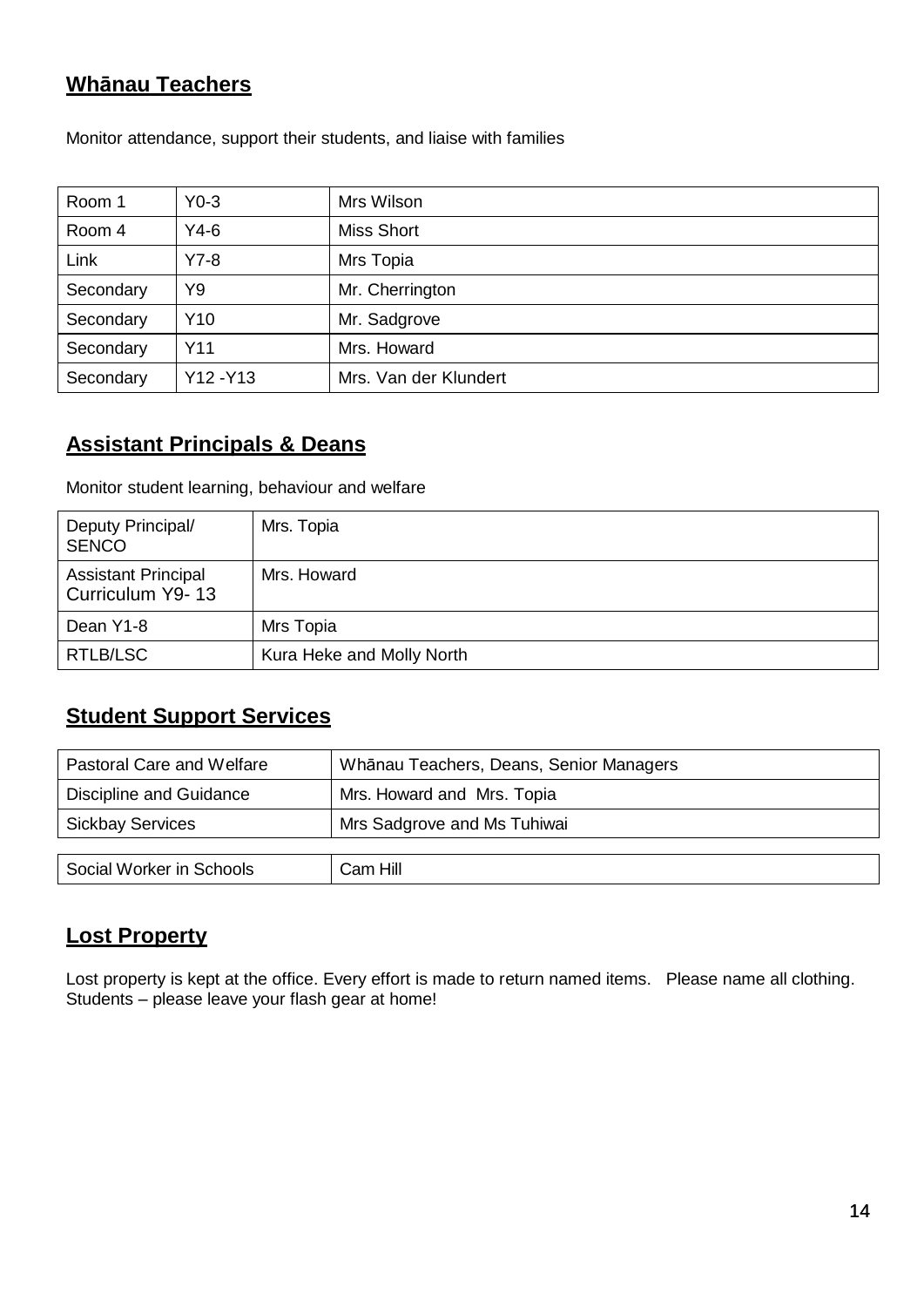## Whānau Teachers

Monitor attendance, support their students, and liaise with families

| | | |
|---|---|---|
| Room 1 | Y0-3 | Mrs Wilson |
| Room 4 | Y4-6 | Miss Short |
| Link | Y7-8 | Mrs Topia |
| Secondary | Y9 | Mr. Cherrington |
| Secondary | Y10 | Mr. Sadgrove |
| Secondary | Y11 | Mrs. Howard |
| Secondary | Y12 -Y13 | Mrs. Van der Klundert |

## Assistant Principals & Deans

Monitor student learning, behaviour and welfare

| | |
|---|---|
| Deputy Principal/ SENCO | Mrs. Topia |
| Assistant Principal Curriculum Y9- 13 | Mrs. Howard |
| Dean Y1-8 | Mrs Topia |
| RTLB/LSC | Kura Heke and Molly North |

## Student Support Services

| | |
|---|---|
| Pastoral Care and Welfare | Whānau Teachers, Deans, Senior Managers |
| Discipline and Guidance | Mrs. Howard and Mrs. Topia |
| Sickbay Services | Mrs Sadgrove and Ms Tuhiwai |

| | |
|---|---|
| Social Worker in Schools | Cam Hill |

## Lost Property

Lost property is kept at the office. Every effort is made to return named items. Please name all clothing. Students – please leave your flash gear at home!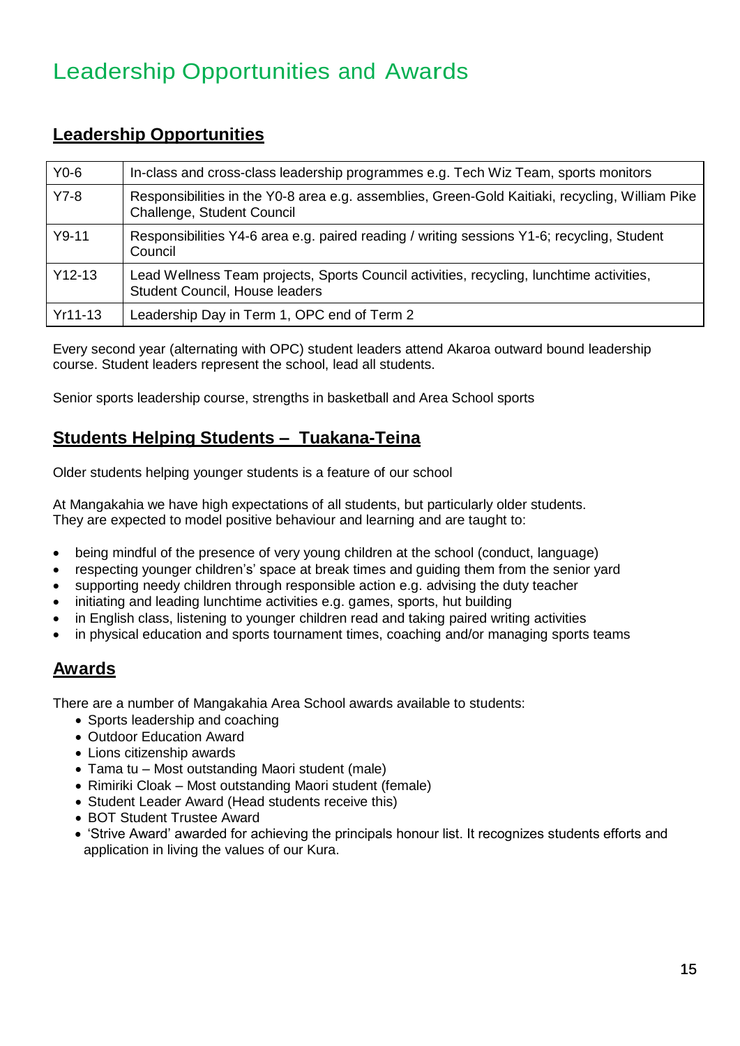# Leadership Opportunities and Awards

## Leadership Opportunities

| Y0-6 | In-class and cross-class leadership programmes e.g. Tech Wiz Team, sports monitors |
|---|---|
| Y7-8 | Responsibilities in the Y0-8 area e.g. assemblies, Green-Gold Kaitiaki, recycling, William Pike Challenge, Student Council |
| Y9-11 | Responsibilities Y4-6 area e.g. paired reading / writing sessions Y1-6; recycling, Student Council |
| Y12-13 | Lead Wellness Team projects, Sports Council activities, recycling, lunchtime activities, Student Council, House leaders |
| Yr11-13 | Leadership Day in Term 1, OPC end of Term 2 |

Every second year (alternating with OPC) student leaders attend Akaroa outward bound leadership course. Student leaders represent the school, lead all students.

Senior sports leadership course, strengths in basketball and Area School sports

## Students Helping Students – Tuakana-Teina

Older students helping younger students is a feature of our school

At Mangakahia we have high expectations of all students, but particularly older students. They are expected to model positive behaviour and learning and are taught to:

- being mindful of the presence of very young children at the school (conduct, language)
- respecting younger children's' space at break times and guiding them from the senior yard
- supporting needy children through responsible action e.g. advising the duty teacher
- initiating and leading lunchtime activities e.g. games, sports, hut building
- in English class, listening to younger children read and taking paired writing activities
- in physical education and sports tournament times, coaching and/or managing sports teams

## Awards

There are a number of Mangakahia Area School awards available to students:

- Sports leadership and coaching
- Outdoor Education Award
- Lions citizenship awards
- Tama tu – Most outstanding Maori student (male)
- Rimiriki Cloak – Most outstanding Maori student (female)
- Student Leader Award (Head students receive this)
- BOT Student Trustee Award
- 'Strive Award' awarded for achieving the principals honour list. It recognizes students efforts and application in living the values of our Kura.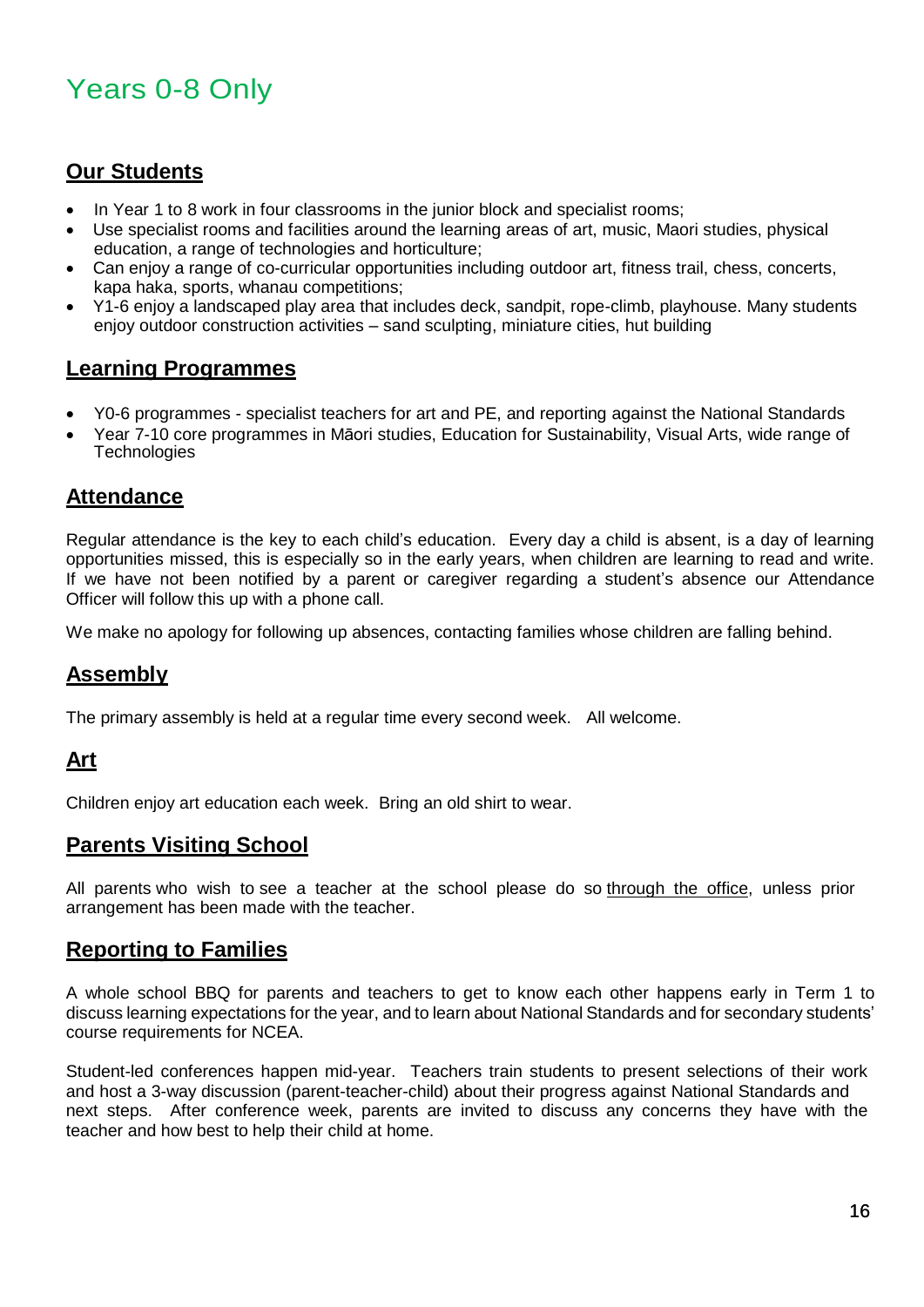# Years 0-8 Only

## Our Students

- In Year 1 to 8 work in four classrooms in the junior block and specialist rooms;
- Use specialist rooms and facilities around the learning areas of art, music, Maori studies, physical education, a range of technologies and horticulture;
- Can enjoy a range of co-curricular opportunities including outdoor art, fitness trail, chess, concerts, kapa haka, sports, whanau competitions;
- Y1-6 enjoy a landscaped play area that includes deck, sandpit, rope-climb, playhouse. Many students enjoy outdoor construction activities – sand sculpting, miniature cities, hut building

## Learning Programmes

- Y0-6 programmes - specialist teachers for art and PE, and reporting against the National Standards
- Year 7-10 core programmes in Māori studies, Education for Sustainability, Visual Arts, wide range of Technologies

## Attendance

Regular attendance is the key to each child's education. Every day a child is absent, is a day of learning opportunities missed, this is especially so in the early years, when children are learning to read and write. If we have not been notified by a parent or caregiver regarding a student's absence our Attendance Officer will follow this up with a phone call.

We make no apology for following up absences, contacting families whose children are falling behind.

## Assembly

The primary assembly is held at a regular time every second week. All welcome.

## Art

Children enjoy art education each week. Bring an old shirt to wear.

## Parents Visiting School

All parents who wish to see a teacher at the school please do so through the office, unless prior arrangement has been made with the teacher.

## Reporting to Families

A whole school BBQ for parents and teachers to get to know each other happens early in Term 1 to discuss learning expectations for the year, and to learn about National Standards and for secondary students' course requirements for NCEA.

Student-led conferences happen mid-year. Teachers train students to present selections of their work and host a 3-way discussion (parent-teacher-child) about their progress against National Standards and next steps. After conference week, parents are invited to discuss any concerns they have with the teacher and how best to help their child at home.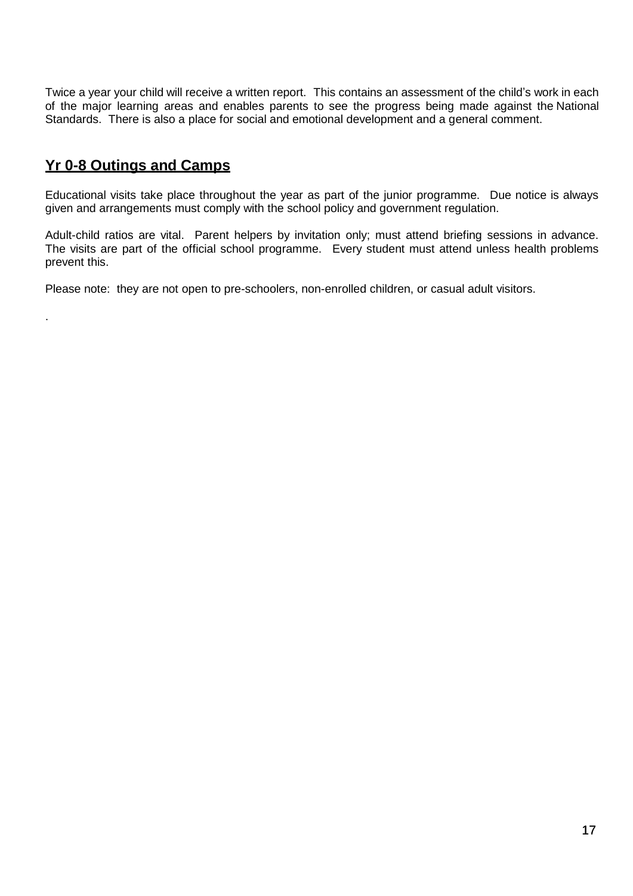Twice a year your child will receive a written report. This contains an assessment of the child's work in each of the major learning areas and enables parents to see the progress being made against the National Standards. There is also a place for social and emotional development and a general comment.

## Yr 0-8 Outings and Camps

Educational visits take place throughout the year as part of the junior programme. Due notice is always given and arrangements must comply with the school policy and government regulation.

Adult-child ratios are vital. Parent helpers by invitation only; must attend briefing sessions in advance. The visits are part of the official school programme. Every student must attend unless health problems prevent this.

Please note: they are not open to pre-schoolers, non-enrolled children, or casual adult visitors.

.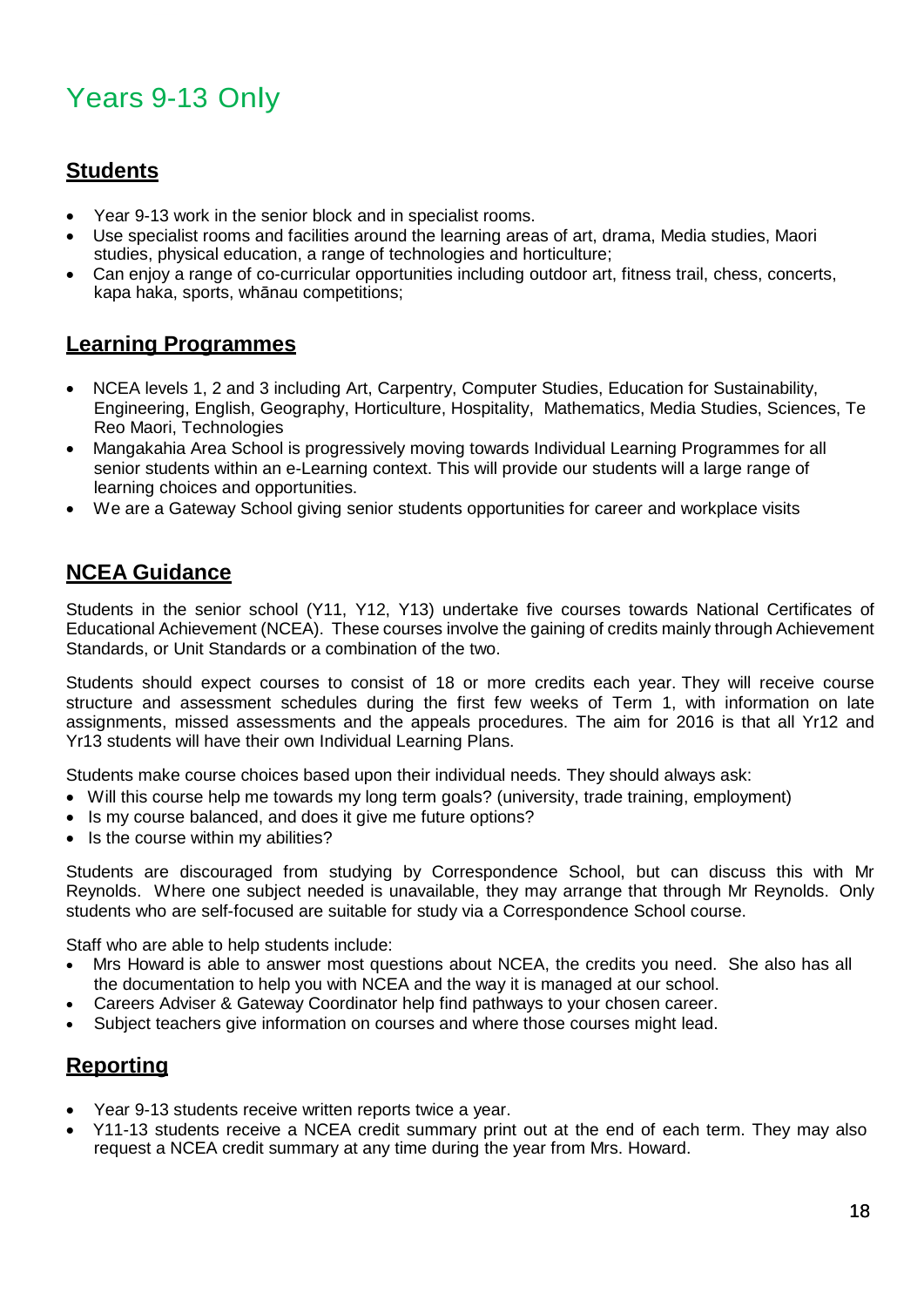# Years 9-13 Only

## Students

- Year 9-13 work in the senior block and in specialist rooms.
- Use specialist rooms and facilities around the learning areas of art, drama, Media studies, Maori studies, physical education, a range of technologies and horticulture;
- Can enjoy a range of co-curricular opportunities including outdoor art, fitness trail, chess, concerts, kapa haka, sports, whānau competitions;

## Learning Programmes

- NCEA levels 1, 2 and 3 including Art, Carpentry, Computer Studies, Education for Sustainability, Engineering, English, Geography, Horticulture, Hospitality, Mathematics, Media Studies, Sciences, Te Reo Maori, Technologies
- Mangakahia Area School is progressively moving towards Individual Learning Programmes for all senior students within an e-Learning context. This will provide our students will a large range of learning choices and opportunities.
- We are a Gateway School giving senior students opportunities for career and workplace visits

## NCEA Guidance

Students in the senior school (Y11, Y12, Y13) undertake five courses towards National Certificates of Educational Achievement (NCEA). These courses involve the gaining of credits mainly through Achievement Standards, or Unit Standards or a combination of the two.

Students should expect courses to consist of 18 or more credits each year. They will receive course structure and assessment schedules during the first few weeks of Term 1, with information on late assignments, missed assessments and the appeals procedures. The aim for 2016 is that all Yr12 and Yr13 students will have their own Individual Learning Plans.

Students make course choices based upon their individual needs. They should always ask:

- Will this course help me towards my long term goals? (university, trade training, employment)
- Is my course balanced, and does it give me future options?
- Is the course within my abilities?

Students are discouraged from studying by Correspondence School, but can discuss this with Mr Reynolds. Where one subject needed is unavailable, they may arrange that through Mr Reynolds. Only students who are self-focused are suitable for study via a Correspondence School course.

Staff who are able to help students include:

- Mrs Howard is able to answer most questions about NCEA, the credits you need. She also has all the documentation to help you with NCEA and the way it is managed at our school.
- Careers Adviser & Gateway Coordinator help find pathways to your chosen career.
- Subject teachers give information on courses and where those courses might lead.

## Reporting

- Year 9-13 students receive written reports twice a year.
- Y11-13 students receive a NCEA credit summary print out at the end of each term. They may also request a NCEA credit summary at any time during the year from Mrs. Howard.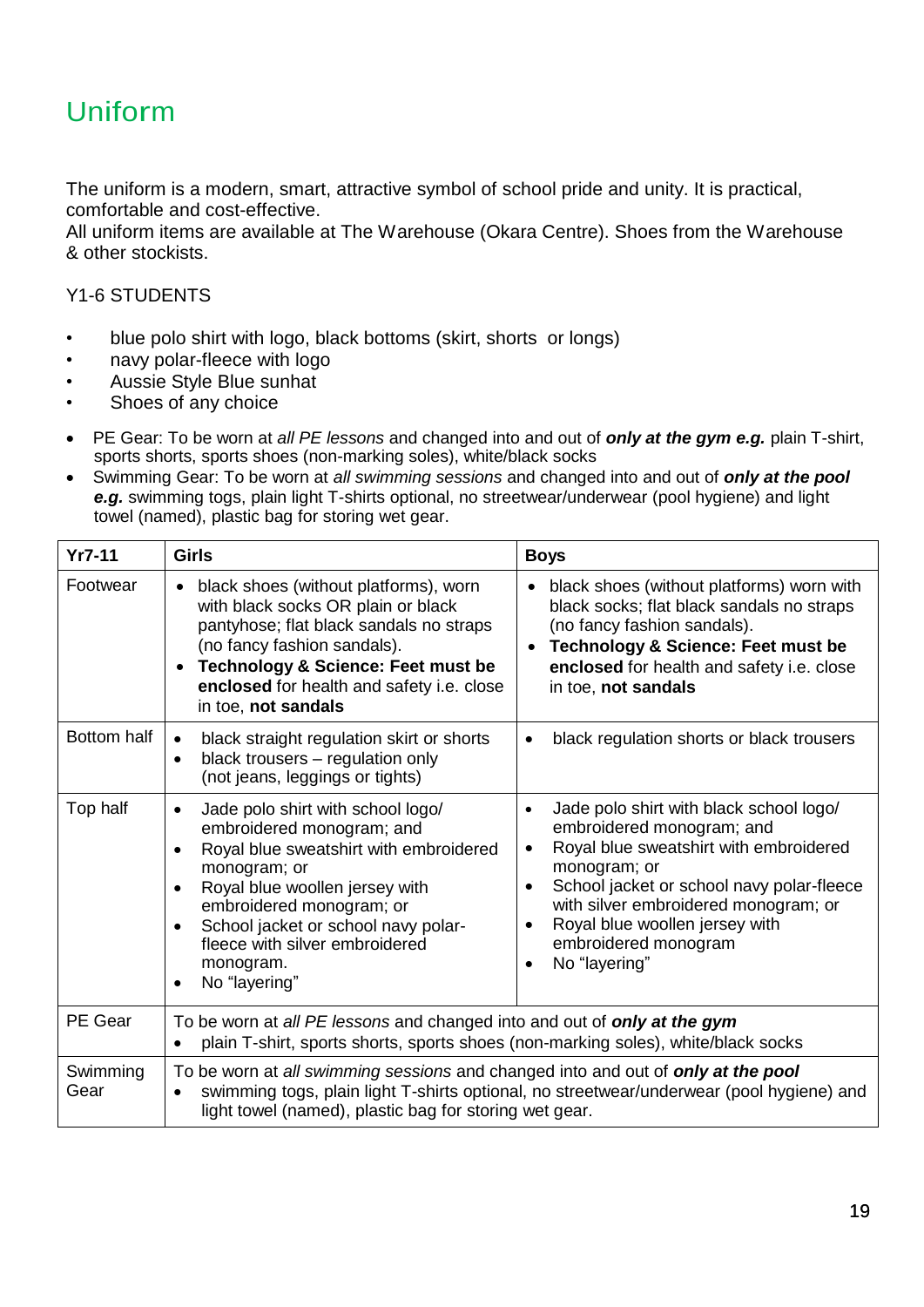# Uniform

The uniform is a modern, smart, attractive symbol of school pride and unity. It is practical, comfortable and cost-effective.
All uniform items are available at The Warehouse (Okara Centre). Shoes from the Warehouse & other stockists.

Y1-6 STUDENTS

- blue polo shirt with logo, black bottoms (skirt, shorts or longs)
- navy polar-fleece with logo
- Aussie Style Blue sunhat
- Shoes of any choice

- PE Gear: To be worn at *all PE lessons* and changed into and out of ***only at the gym e.g.*** plain T-shirt, sports shorts, sports shoes (non-marking soles), white/black socks
- Swimming Gear: To be worn at *all swimming sessions* and changed into and out of ***only at the pool e.g.*** swimming togs, plain light T-shirts optional, no streetwear/underwear (pool hygiene) and light towel (named), plastic bag for storing wet gear.

| **Yr7-11** | **Girls** | **Boys** |
|---|---|---|
| Footwear | • black shoes (without platforms), worn with black socks OR plain or black pantyhose; flat black sandals no straps (no fancy fashion sandals).<br>• **Technology & Science: Feet must be enclosed** for health and safety i.e. close in toe, **not sandals** | • black shoes (without platforms) worn with black socks; flat black sandals no straps (no fancy fashion sandals).<br>• **Technology & Science: Feet must be enclosed** for health and safety i.e. close in toe, **not sandals** |
| Bottom half | • black straight regulation skirt or shorts<br>• black trousers – regulation only (not jeans, leggings or tights) | • black regulation shorts or black trousers |
| Top half | • Jade polo shirt with school logo/ embroidered monogram; and<br>• Royal blue sweatshirt with embroidered monogram; or<br>• Royal blue woollen jersey with embroidered monogram; or<br>• School jacket or school navy polar-fleece with silver embroidered monogram.<br>• No "layering" | • Jade polo shirt with black school logo/ embroidered monogram; and<br>• Royal blue sweatshirt with embroidered monogram; or<br>• School jacket or school navy polar-fleece with silver embroidered monogram; or<br>• Royal blue woollen jersey with embroidered monogram<br>• No "layering" |
| PE Gear | To be worn at *all PE lessons* and changed into and out of ***only at the gym***<br>• plain T-shirt, sports shorts, sports shoes (non-marking soles), white/black socks | |
| Swimming Gear | To be worn at *all swimming sessions* and changed into and out of ***only at the pool***<br>• swimming togs, plain light T-shirts optional, no streetwear/underwear (pool hygiene) and light towel (named), plastic bag for storing wet gear. | |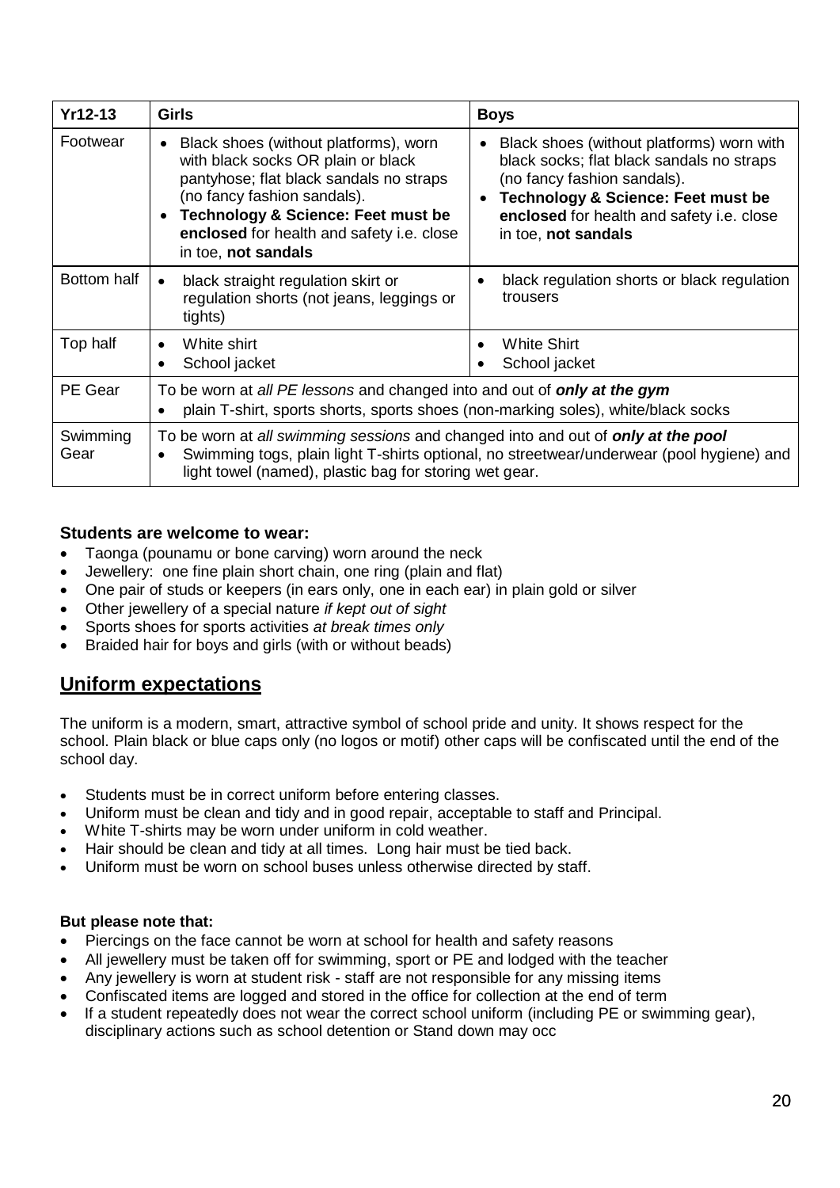| Yr12-13 | Girls | Boys |
|---|---|---|
| Footwear | • Black shoes (without platforms), worn with black socks OR plain or black pantyhose; flat black sandals no straps (no fancy fashion sandals).<br>• **Technology & Science: Feet must be enclosed** for health and safety i.e. close in toe, **not sandals** | • Black shoes (without platforms) worn with black socks; flat black sandals no straps (no fancy fashion sandals).<br>• **Technology & Science: Feet must be enclosed** for health and safety i.e. close in toe, **not sandals** |
| Bottom half | • black straight regulation skirt or regulation shorts (not jeans, leggings or tights) | • black regulation shorts or black regulation trousers |
| Top half | • White shirt<br>• School jacket | • White Shirt<br>• School jacket |
| PE Gear | To be worn at *all PE lessons* and changed into and out of ***only at the gym***<br>• plain T-shirt, sports shorts, sports shoes (non-marking soles), white/black socks | |
| Swimming Gear | To be worn at *all swimming sessions* and changed into and out of ***only at the pool***<br>• Swimming togs, plain light T-shirts optional, no streetwear/underwear (pool hygiene) and light towel (named), plastic bag for storing wet gear. | |

**Students are welcome to wear:**

- Taonga (pounamu or bone carving) worn around the neck
- Jewellery: one fine plain short chain, one ring (plain and flat)
- One pair of studs or keepers (in ears only, one in each ear) in plain gold or silver
- Other jewellery of a special nature *if kept out of sight*
- Sports shoes for sports activities *at break times only*
- Braided hair for boys and girls (with or without beads)

## Uniform expectations

The uniform is a modern, smart, attractive symbol of school pride and unity. It shows respect for the school. Plain black or blue caps only (no logos or motif) other caps will be confiscated until the end of the school day.

- Students must be in correct uniform before entering classes.
- Uniform must be clean and tidy and in good repair, acceptable to staff and Principal.
- White T-shirts may be worn under uniform in cold weather.
- Hair should be clean and tidy at all times. Long hair must be tied back.
- Uniform must be worn on school buses unless otherwise directed by staff.

**But please note that:**

- Piercings on the face cannot be worn at school for health and safety reasons
- All jewellery must be taken off for swimming, sport or PE and lodged with the teacher
- Any jewellery is worn at student risk - staff are not responsible for any missing items
- Confiscated items are logged and stored in the office for collection at the end of term
- If a student repeatedly does not wear the correct school uniform (including PE or swimming gear), disciplinary actions such as school detention or Stand down may occ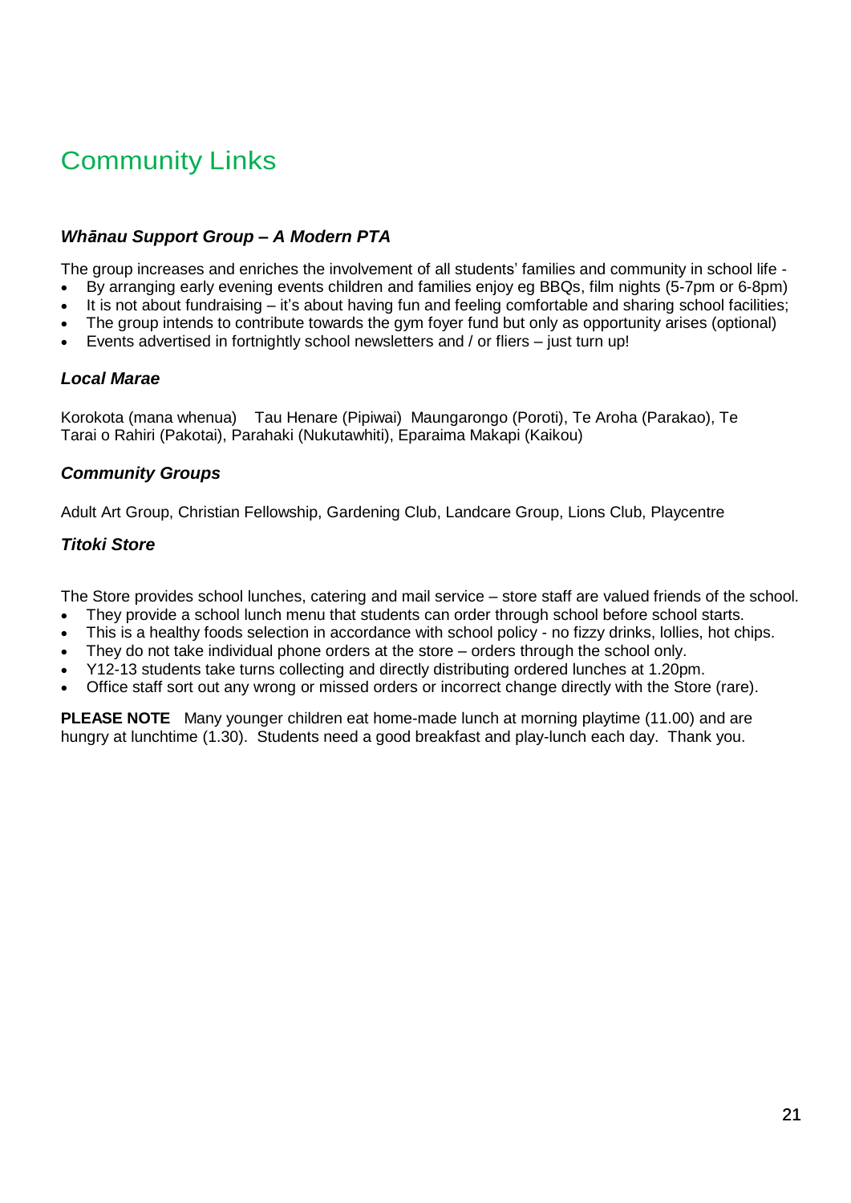# Community Links

### *Whānau Support Group – A Modern PTA*

The group increases and enriches the involvement of all students' families and community in school life -

- By arranging early evening events children and families enjoy eg BBQs, film nights (5-7pm or 6-8pm)
- It is not about fundraising – it's about having fun and feeling comfortable and sharing school facilities;
- The group intends to contribute towards the gym foyer fund but only as opportunity arises (optional)
- Events advertised in fortnightly school newsletters and / or fliers – just turn up!

### *Local Marae*

Korokota (mana whenua) Tau Henare (Pipiwai) Maungarongo (Poroti), Te Aroha (Parakao), Te Tarai o Rahiri (Pakotai), Parahaki (Nukutawhiti), Eparaima Makapi (Kaikou)

### *Community Groups*

Adult Art Group, Christian Fellowship, Gardening Club, Landcare Group, Lions Club, Playcentre

### *Titoki Store*

The Store provides school lunches, catering and mail service – store staff are valued friends of the school.

- They provide a school lunch menu that students can order through school before school starts.
- This is a healthy foods selection in accordance with school policy - no fizzy drinks, lollies, hot chips.
- They do not take individual phone orders at the store – orders through the school only.
- Y12-13 students take turns collecting and directly distributing ordered lunches at 1.20pm.
- Office staff sort out any wrong or missed orders or incorrect change directly with the Store (rare).

**PLEASE NOTE** Many younger children eat home-made lunch at morning playtime (11.00) and are hungry at lunchtime (1.30). Students need a good breakfast and play-lunch each day. Thank you.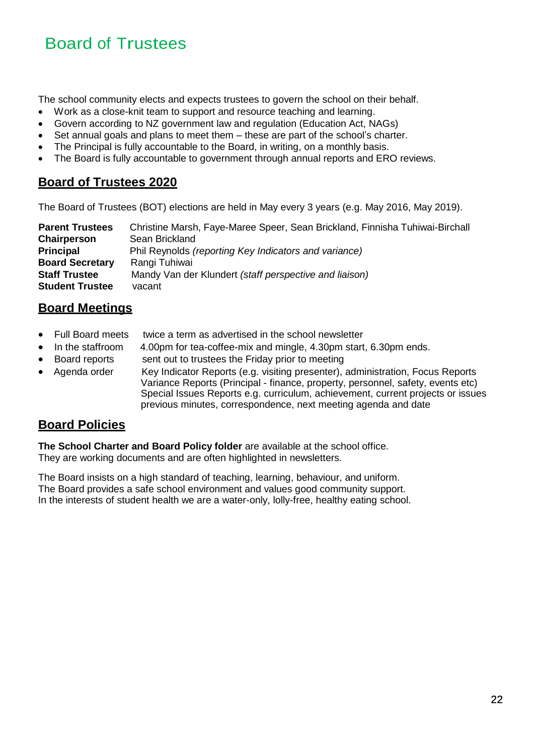# Board of Trustees

The school community elects and expects trustees to govern the school on their behalf.

- Work as a close-knit team to support and resource teaching and learning.
- Govern according to NZ government law and regulation (Education Act, NAGs)
- Set annual goals and plans to meet them – these are part of the school's charter.
- The Principal is fully accountable to the Board, in writing, on a monthly basis.
- The Board is fully accountable to government through annual reports and ERO reviews.

## Board of Trustees 2020

The Board of Trustees (BOT) elections are held in May every 3 years (e.g. May 2016, May 2019).

| | |
|---|---|
| **Parent Trustees** | Christine Marsh, Faye-Maree Speer, Sean Brickland, Finnisha Tuhiwai-Birchall |
| **Chairperson** | Sean Brickland |
| **Principal** | Phil Reynolds *(reporting Key Indicators and variance)* |
| **Board Secretary** | Rangi Tuhiwai |
| **Staff Trustee** | Mandy Van der Klundert *(staff perspective and liaison)* |
| **Student Trustee** | vacant |

## Board Meetings

- Full Board meets — twice a term as advertised in the school newsletter
- In the staffroom — 4.00pm for tea-coffee-mix and mingle, 4.30pm start, 6.30pm ends.
- Board reports — sent out to trustees the Friday prior to meeting
- Agenda order — Key Indicator Reports (e.g. visiting presenter), administration, Focus Reports
  Variance Reports (Principal - finance, property, personnel, safety, events etc)
  Special Issues Reports e.g. curriculum, achievement, current projects or issues
  previous minutes, correspondence, next meeting agenda and date

## Board Policies

**The School Charter and Board Policy folder** are available at the school office.
They are working documents and are often highlighted in newsletters.

The Board insists on a high standard of teaching, learning, behaviour, and uniform.
The Board provides a safe school environment and values good community support.
In the interests of student health we are a water-only, lolly-free, healthy eating school.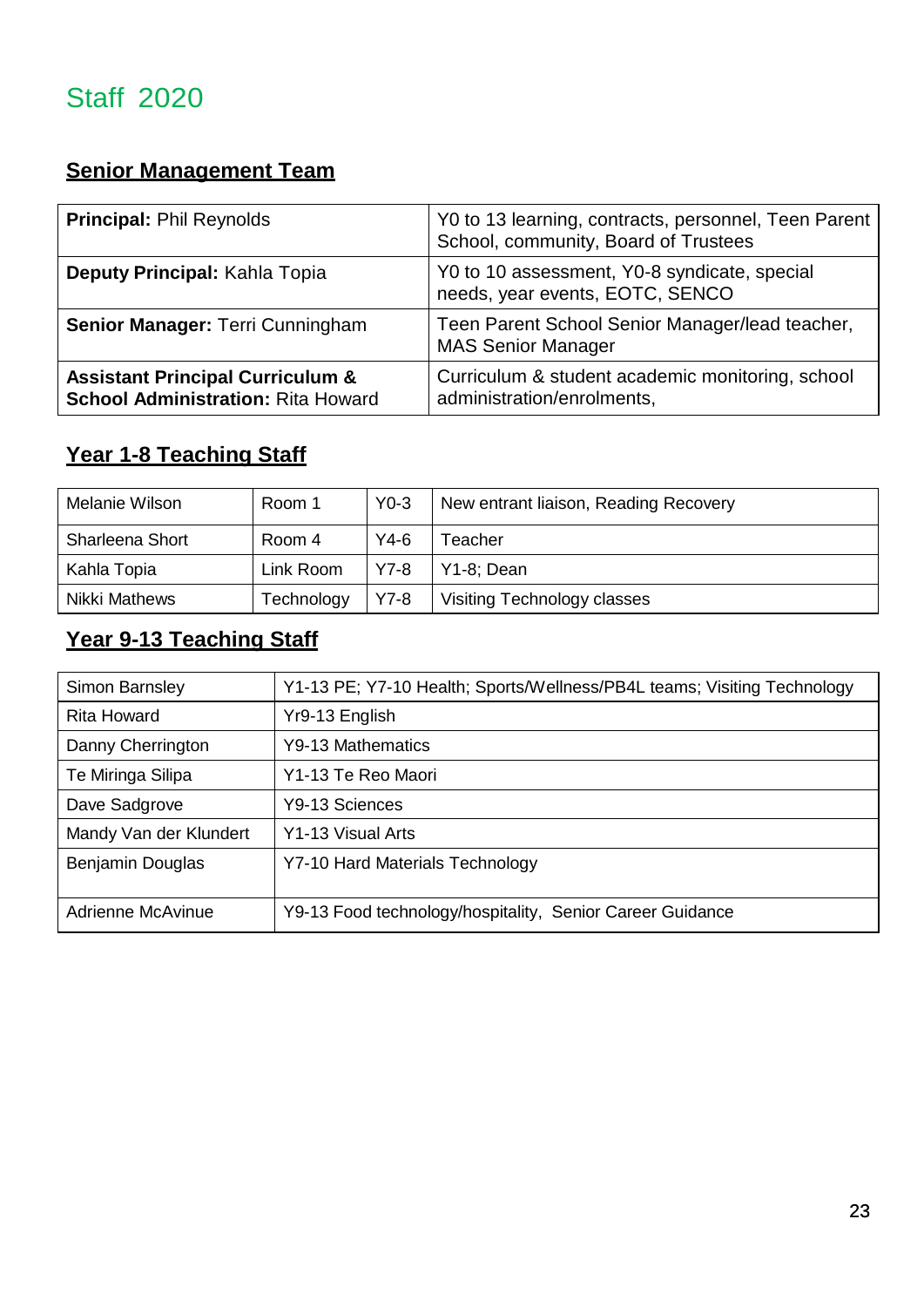# Staff 2020

## Senior Management Team

| | |
|---|---|
| **Principal:** Phil Reynolds | Y0 to 13 learning, contracts, personnel, Teen Parent School, community, Board of Trustees |
| **Deputy Principal:** Kahla Topia | Y0 to 10 assessment, Y0-8 syndicate, special needs, year events, EOTC, SENCO |
| **Senior Manager:** Terri Cunningham | Teen Parent School Senior Manager/lead teacher, MAS Senior Manager |
| **Assistant Principal Curriculum & School Administration:** Rita Howard | Curriculum & student academic monitoring, school administration/enrolments, |

## Year 1-8 Teaching Staff

| | | | |
|---|---|---|---|
| Melanie Wilson | Room 1 | Y0-3 | New entrant liaison, Reading Recovery |
| Sharleena Short | Room 4 | Y4-6 | Teacher |
| Kahla Topia | Link Room | Y7-8 | Y1-8; Dean |
| Nikki Mathews | Technology | Y7-8 | Visiting Technology classes |

## Year 9-13 Teaching Staff

| | |
|---|---|
| Simon Barnsley | Y1-13 PE; Y7-10 Health; Sports/Wellness/PB4L teams; Visiting Technology |
| Rita Howard | Yr9-13 English |
| Danny Cherrington | Y9-13 Mathematics |
| Te Miringa Silipa | Y1-13 Te Reo Maori |
| Dave Sadgrove | Y9-13 Sciences |
| Mandy Van der Klundert | Y1-13 Visual Arts |
| Benjamin Douglas | Y7-10 Hard Materials Technology |
| Adrienne McAvinue | Y9-13 Food technology/hospitality, Senior Career Guidance |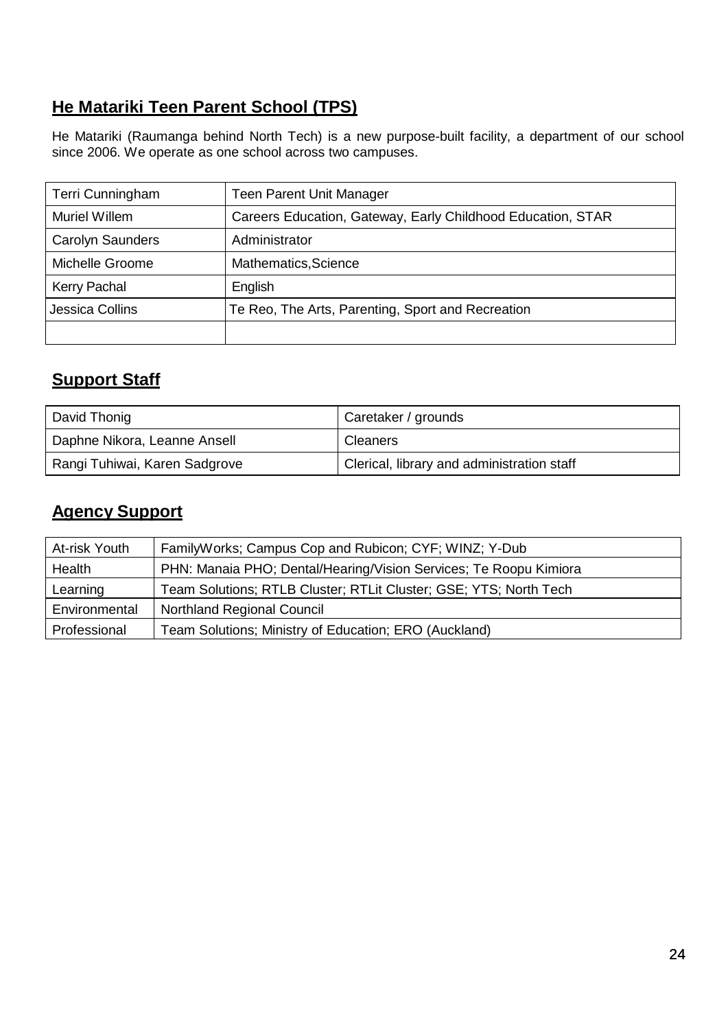## He Matariki Teen Parent School (TPS)

He Matariki (Raumanga behind North Tech) is a new purpose-built facility, a department of our school since 2006. We operate as one school across two campuses.

| | |
|---|---|
| Terri Cunningham | Teen Parent Unit Manager |
| Muriel Willem | Careers Education, Gateway, Early Childhood Education, STAR |
| Carolyn Saunders | Administrator |
| Michelle Groome | Mathematics,Science |
| Kerry Pachal | English |
| Jessica Collins | Te Reo, The Arts, Parenting, Sport and Recreation |
| | |

## Support Staff

| | |
|---|---|
| David Thonig | Caretaker / grounds |
| Daphne Nikora, Leanne Ansell | Cleaners |
| Rangi Tuhiwai, Karen Sadgrove | Clerical, library and administration staff |

## Agency Support

| | |
|---|---|
| At-risk Youth | FamilyWorks; Campus Cop and Rubicon; CYF; WINZ; Y-Dub |
| Health | PHN: Manaia PHO; Dental/Hearing/Vision Services; Te Roopu Kimiora |
| Learning | Team Solutions; RTLB Cluster; RTLit Cluster; GSE; YTS; North Tech |
| Environmental | Northland Regional Council |
| Professional | Team Solutions; Ministry of Education; ERO (Auckland) |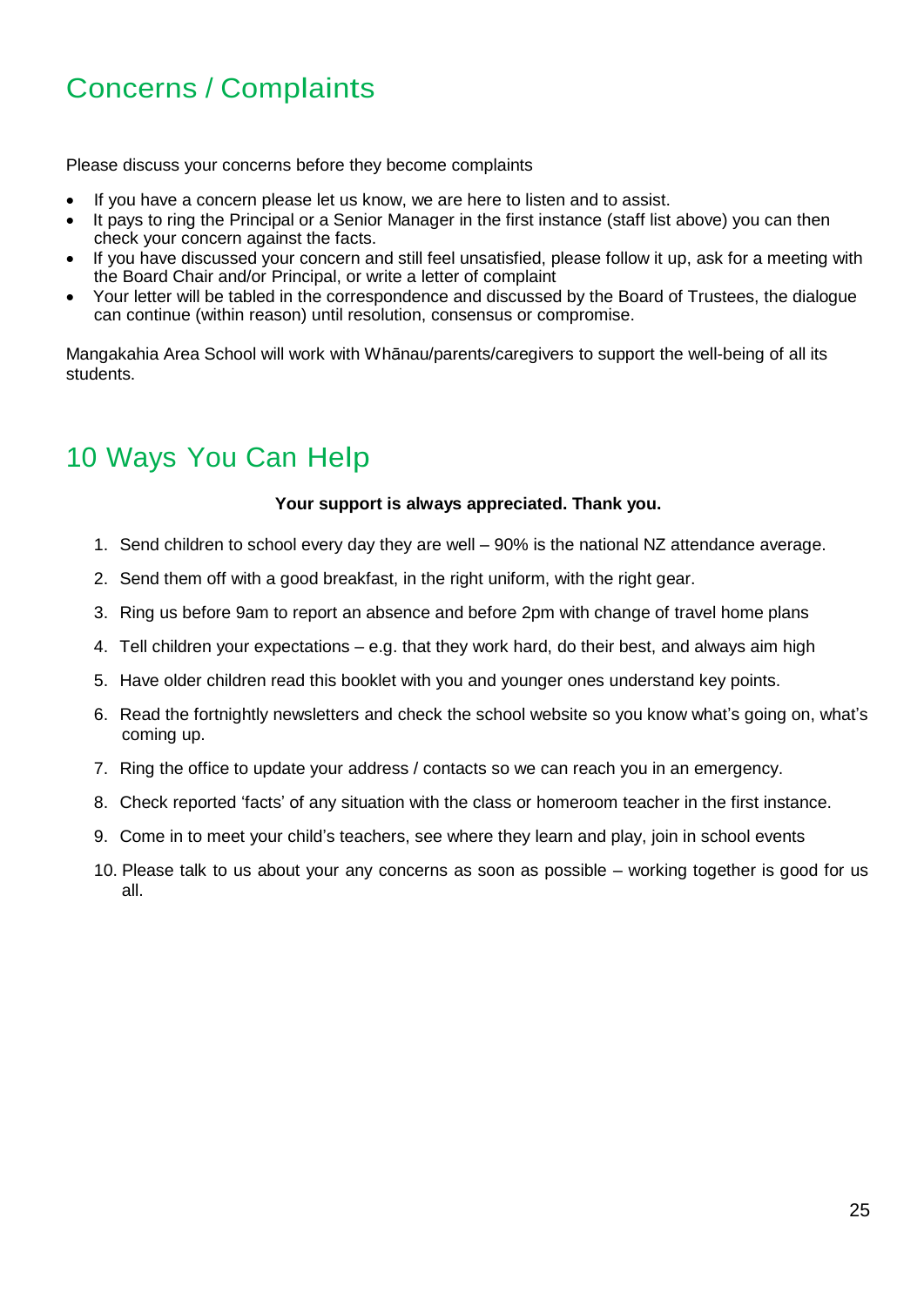## Concerns / Complaints

Please discuss your concerns before they become complaints

- If you have a concern please let us know, we are here to listen and to assist.
- It pays to ring the Principal or a Senior Manager in the first instance (staff list above) you can then check your concern against the facts.
- If you have discussed your concern and still feel unsatisfied, please follow it up, ask for a meeting with the Board Chair and/or Principal, or write a letter of complaint
- Your letter will be tabled in the correspondence and discussed by the Board of Trustees, the dialogue can continue (within reason) until resolution, consensus or compromise.

Mangakahia Area School will work with Whānau/parents/caregivers to support the well-being of all its students.

## 10 Ways You Can Help

**Your support is always appreciated. Thank you.**

1. Send children to school every day they are well – 90% is the national NZ attendance average.
2. Send them off with a good breakfast, in the right uniform, with the right gear.
3. Ring us before 9am to report an absence and before 2pm with change of travel home plans
4. Tell children your expectations – e.g. that they work hard, do their best, and always aim high
5. Have older children read this booklet with you and younger ones understand key points.
6. Read the fortnightly newsletters and check the school website so you know what's going on, what's coming up.
7. Ring the office to update your address / contacts so we can reach you in an emergency.
8. Check reported 'facts' of any situation with the class or homeroom teacher in the first instance.
9. Come in to meet your child's teachers, see where they learn and play, join in school events
10. Please talk to us about your any concerns as soon as possible – working together is good for us all.